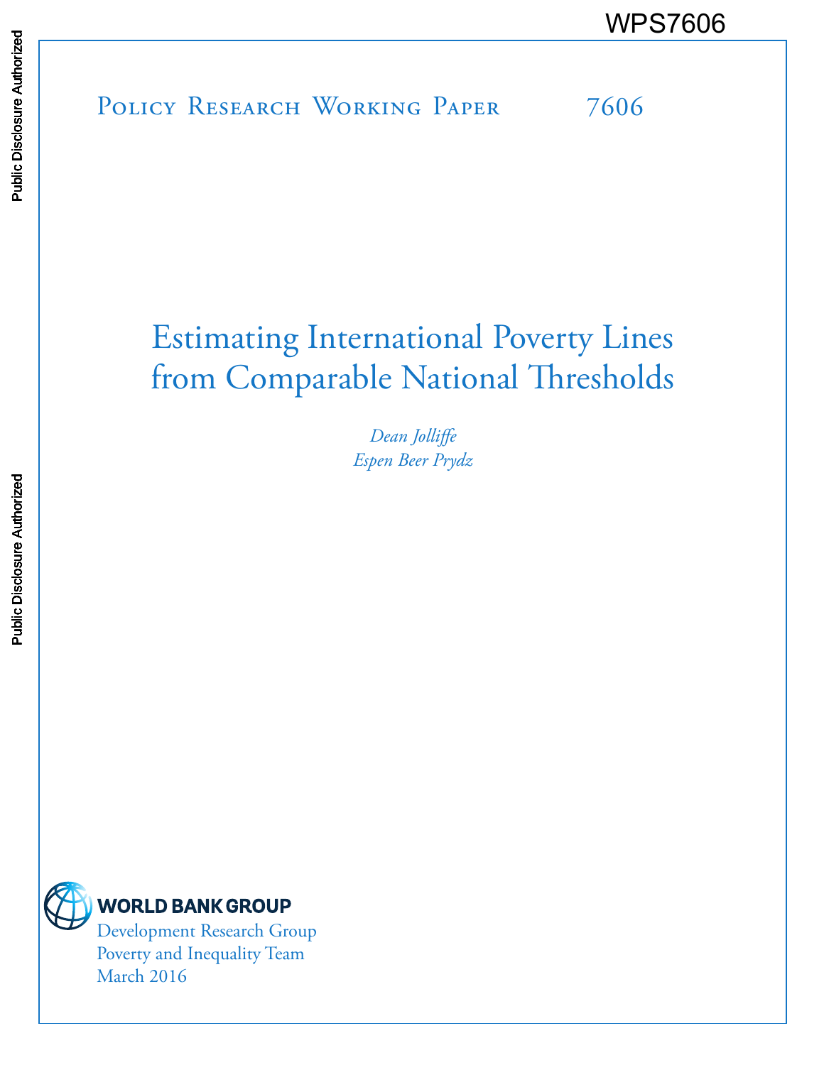WPS7606

Policy Research Working Paper 7606

# Estimating International Poverty Lines from Comparable National Thresholds

*Dean Jolliffe*
*Espen Beer Prydz*

WORLD BANK GROUP
Development Research Group
Poverty and Inequality Team
March 2016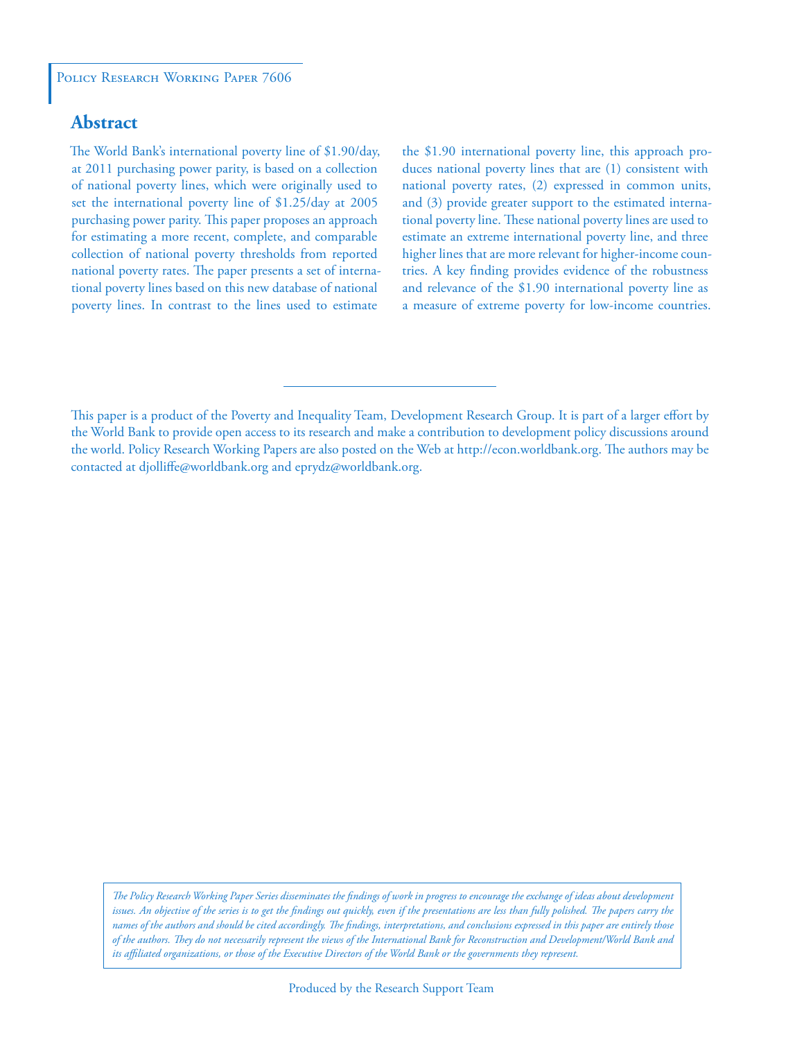Policy Research Working Paper 7606

## Abstract

The World Bank's international poverty line of $1.90/day, at 2011 purchasing power parity, is based on a collection of national poverty lines, which were originally used to set the international poverty line of $1.25/day at 2005 purchasing power parity. This paper proposes an approach for estimating a more recent, complete, and comparable collection of national poverty thresholds from reported national poverty rates. The paper presents a set of international poverty lines based on this new database of national poverty lines. In contrast to the lines used to estimate the $1.90 international poverty line, this approach produces national poverty lines that are (1) consistent with national poverty rates, (2) expressed in common units, and (3) provide greater support to the estimated international poverty line. These national poverty lines are used to estimate an extreme international poverty line, and three higher lines that are more relevant for higher-income countries. A key finding provides evidence of the robustness and relevance of the $1.90 international poverty line as a measure of extreme poverty for low-income countries.

This paper is a product of the Poverty and Inequality Team, Development Research Group. It is part of a larger effort by the World Bank to provide open access to its research and make a contribution to development policy discussions around the world. Policy Research Working Papers are also posted on the Web at http://econ.worldbank.org. The authors may be contacted at djolliffe@worldbank.org and eprydz@worldbank.org.

*The Policy Research Working Paper Series disseminates the findings of work in progress to encourage the exchange of ideas about development issues. An objective of the series is to get the findings out quickly, even if the presentations are less than fully polished. The papers carry the names of the authors and should be cited accordingly. The findings, interpretations, and conclusions expressed in this paper are entirely those of the authors. They do not necessarily represent the views of the International Bank for Reconstruction and Development/World Bank and its affiliated organizations, or those of the Executive Directors of the World Bank or the governments they represent.*

Produced by the Research Support Team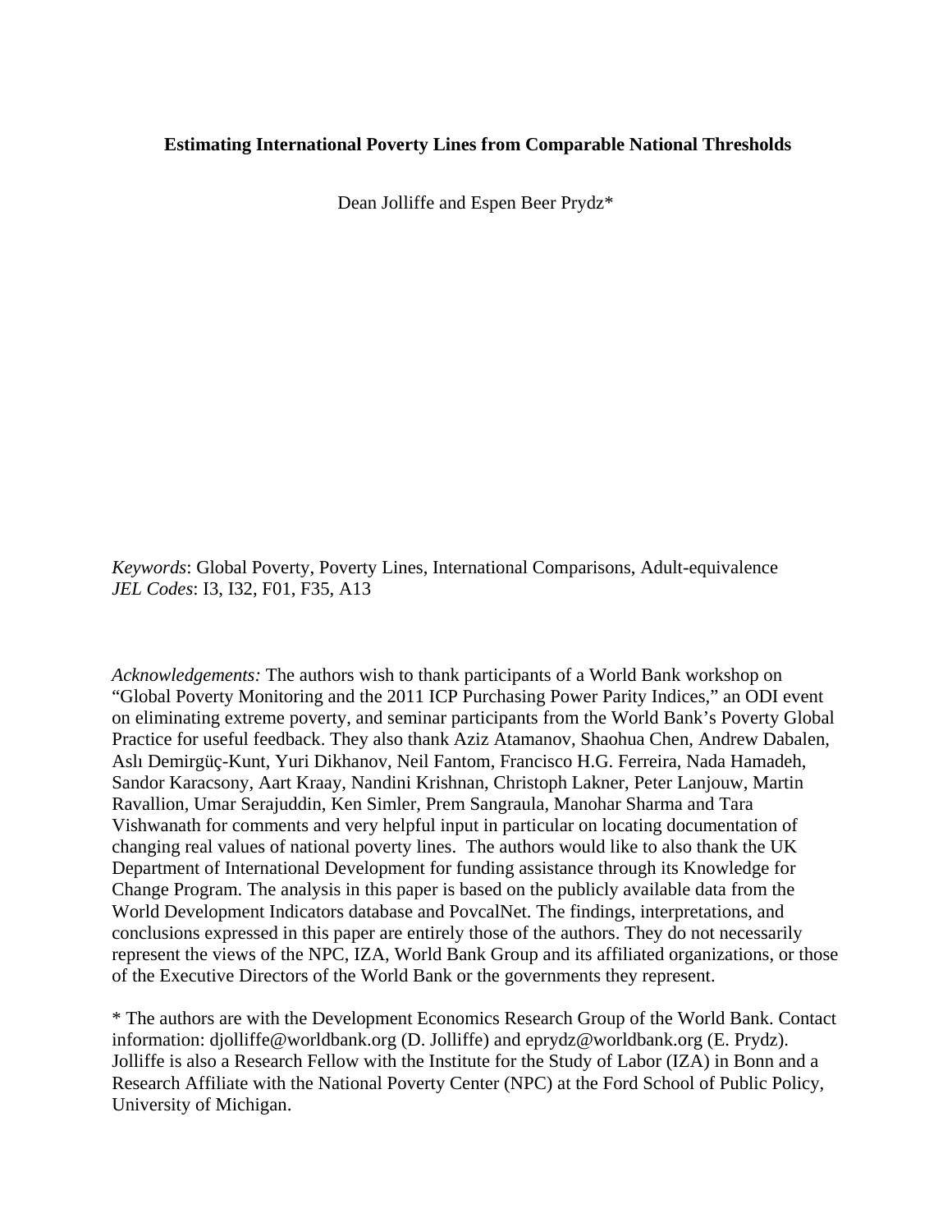**Estimating International Poverty Lines from Comparable National Thresholds**

Dean Jolliffe and Espen Beer Prydz*

*Keywords*: Global Poverty, Poverty Lines, International Comparisons, Adult-equivalence
*JEL Codes*: I3, I32, F01, F35, A13

*Acknowledgements:* The authors wish to thank participants of a World Bank workshop on "Global Poverty Monitoring and the 2011 ICP Purchasing Power Parity Indices," an ODI event on eliminating extreme poverty, and seminar participants from the World Bank's Poverty Global Practice for useful feedback. They also thank Aziz Atamanov, Shaohua Chen, Andrew Dabalen, Aslı Demirgüç-Kunt, Yuri Dikhanov, Neil Fantom, Francisco H.G. Ferreira, Nada Hamadeh, Sandor Karacsony, Aart Kraay, Nandini Krishnan, Christoph Lakner, Peter Lanjouw, Martin Ravallion, Umar Serajuddin, Ken Simler, Prem Sangraula, Manohar Sharma and Tara Vishwanath for comments and very helpful input in particular on locating documentation of changing real values of national poverty lines. The authors would like to also thank the UK Department of International Development for funding assistance through its Knowledge for Change Program. The analysis in this paper is based on the publicly available data from the World Development Indicators database and PovcalNet. The findings, interpretations, and conclusions expressed in this paper are entirely those of the authors. They do not necessarily represent the views of the NPC, IZA, World Bank Group and its affiliated organizations, or those of the Executive Directors of the World Bank or the governments they represent.

* The authors are with the Development Economics Research Group of the World Bank. Contact information: djolliffe@worldbank.org (D. Jolliffe) and eprydz@worldbank.org (E. Prydz). Jolliffe is also a Research Fellow with the Institute for the Study of Labor (IZA) in Bonn and a Research Affiliate with the National Poverty Center (NPC) at the Ford School of Public Policy, University of Michigan.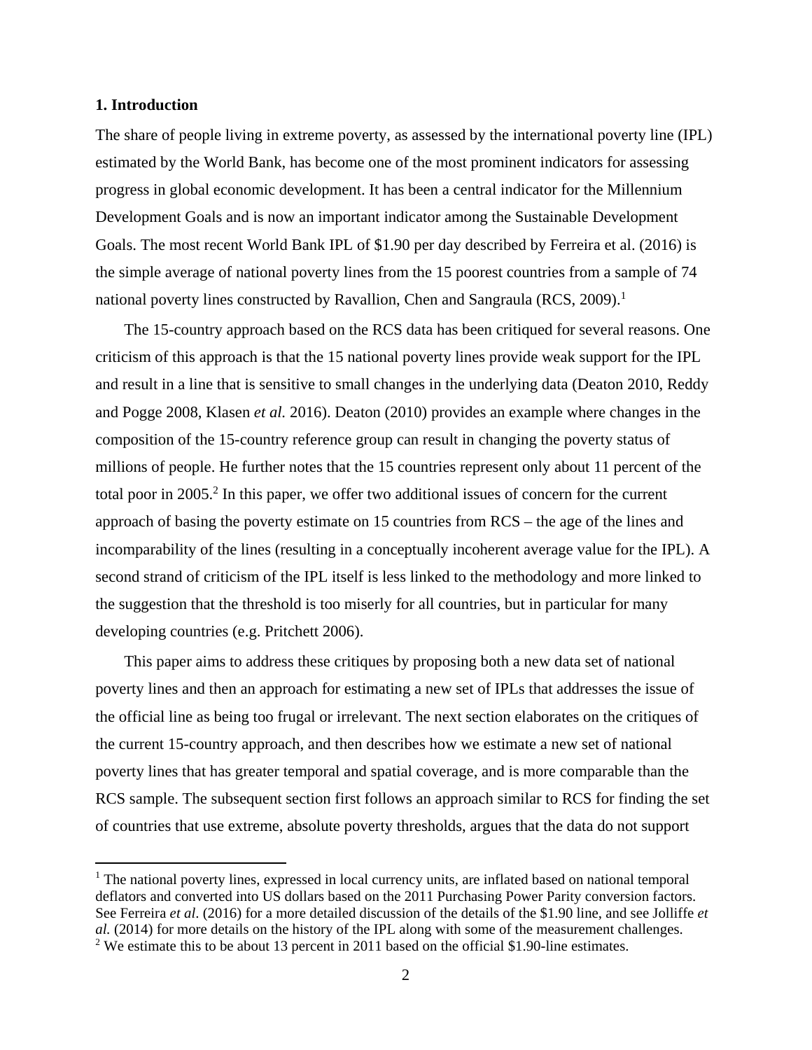## 1. Introduction

The share of people living in extreme poverty, as assessed by the international poverty line (IPL) estimated by the World Bank, has become one of the most prominent indicators for assessing progress in global economic development. It has been a central indicator for the Millennium Development Goals and is now an important indicator among the Sustainable Development Goals. The most recent World Bank IPL of $1.90 per day described by Ferreira et al. (2016) is the simple average of national poverty lines from the 15 poorest countries from a sample of 74 national poverty lines constructed by Ravallion, Chen and Sangraula (RCS, 2009).[1]

The 15-country approach based on the RCS data has been critiqued for several reasons. One criticism of this approach is that the 15 national poverty lines provide weak support for the IPL and result in a line that is sensitive to small changes in the underlying data (Deaton 2010, Reddy and Pogge 2008, Klasen *et al.* 2016). Deaton (2010) provides an example where changes in the composition of the 15-country reference group can result in changing the poverty status of millions of people. He further notes that the 15 countries represent only about 11 percent of the total poor in 2005.[2] In this paper, we offer two additional issues of concern for the current approach of basing the poverty estimate on 15 countries from RCS – the age of the lines and incomparability of the lines (resulting in a conceptually incoherent average value for the IPL). A second strand of criticism of the IPL itself is less linked to the methodology and more linked to the suggestion that the threshold is too miserly for all countries, but in particular for many developing countries (e.g. Pritchett 2006).

This paper aims to address these critiques by proposing both a new data set of national poverty lines and then an approach for estimating a new set of IPLs that addresses the issue of the official line as being too frugal or irrelevant. The next section elaborates on the critiques of the current 15-country approach, and then describes how we estimate a new set of national poverty lines that has greater temporal and spatial coverage, and is more comparable than the RCS sample. The subsequent section first follows an approach similar to RCS for finding the set of countries that use extreme, absolute poverty thresholds, argues that the data do not support

---

[1] The national poverty lines, expressed in local currency units, are inflated based on national temporal deflators and converted into US dollars based on the 2011 Purchasing Power Parity conversion factors. See Ferreira *et al.* (2016) for a more detailed discussion of the details of the $1.90 line, and see Jolliffe *et al.* (2014) for more details on the history of the IPL along with some of the measurement challenges.

[2] We estimate this to be about 13 percent in 2011 based on the official $1.90-line estimates.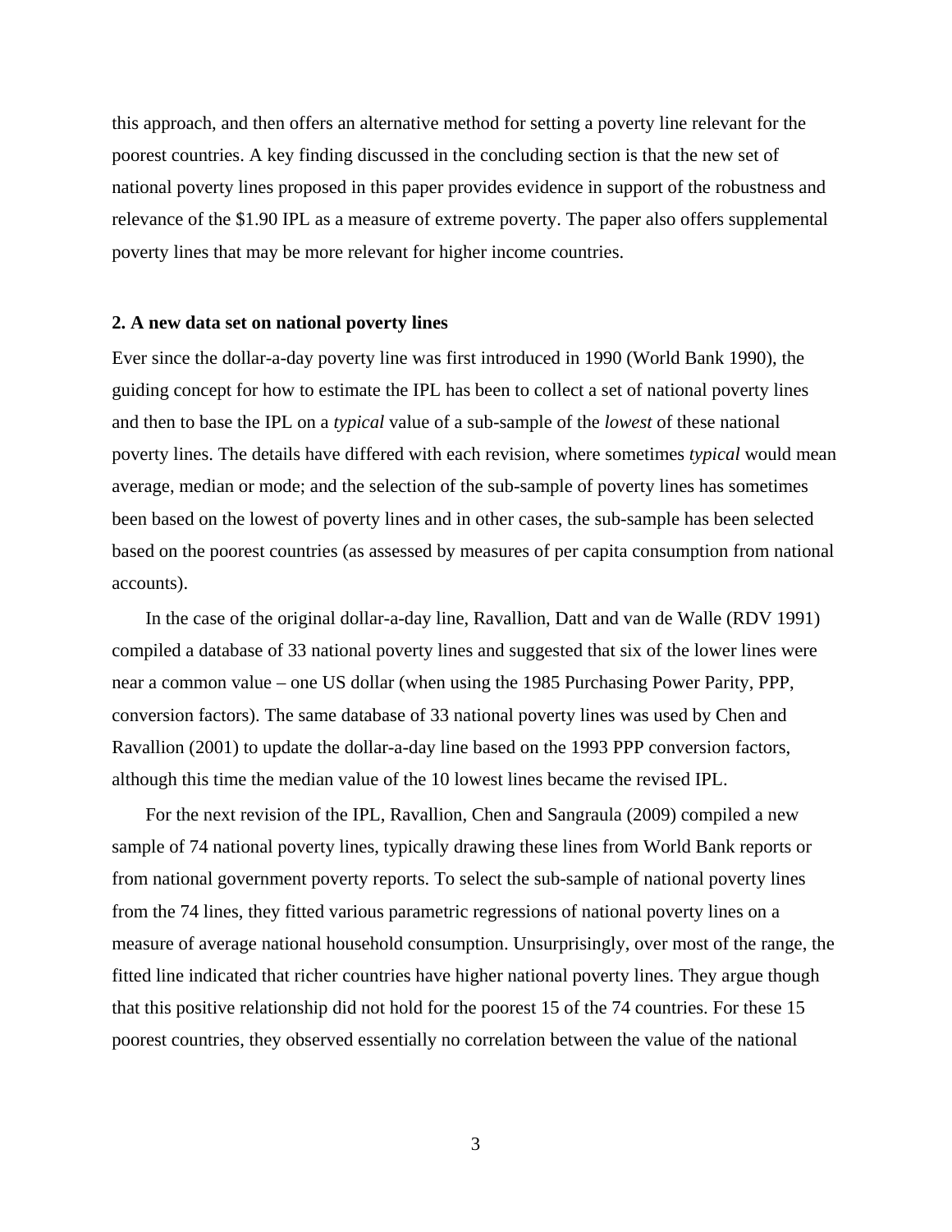this approach, and then offers an alternative method for setting a poverty line relevant for the poorest countries. A key finding discussed in the concluding section is that the new set of national poverty lines proposed in this paper provides evidence in support of the robustness and relevance of the $1.90 IPL as a measure of extreme poverty. The paper also offers supplemental poverty lines that may be more relevant for higher income countries.

## 2. A new data set on national poverty lines

Ever since the dollar-a-day poverty line was first introduced in 1990 (World Bank 1990), the guiding concept for how to estimate the IPL has been to collect a set of national poverty lines and then to base the IPL on a *typical* value of a sub-sample of the *lowest* of these national poverty lines. The details have differed with each revision, where sometimes *typical* would mean average, median or mode; and the selection of the sub-sample of poverty lines has sometimes been based on the lowest of poverty lines and in other cases, the sub-sample has been selected based on the poorest countries (as assessed by measures of per capita consumption from national accounts).

In the case of the original dollar-a-day line, Ravallion, Datt and van de Walle (RDV 1991) compiled a database of 33 national poverty lines and suggested that six of the lower lines were near a common value – one US dollar (when using the 1985 Purchasing Power Parity, PPP, conversion factors). The same database of 33 national poverty lines was used by Chen and Ravallion (2001) to update the dollar-a-day line based on the 1993 PPP conversion factors, although this time the median value of the 10 lowest lines became the revised IPL.

For the next revision of the IPL, Ravallion, Chen and Sangraula (2009) compiled a new sample of 74 national poverty lines, typically drawing these lines from World Bank reports or from national government poverty reports. To select the sub-sample of national poverty lines from the 74 lines, they fitted various parametric regressions of national poverty lines on a measure of average national household consumption. Unsurprisingly, over most of the range, the fitted line indicated that richer countries have higher national poverty lines. They argue though that this positive relationship did not hold for the poorest 15 of the 74 countries. For these 15 poorest countries, they observed essentially no correlation between the value of the national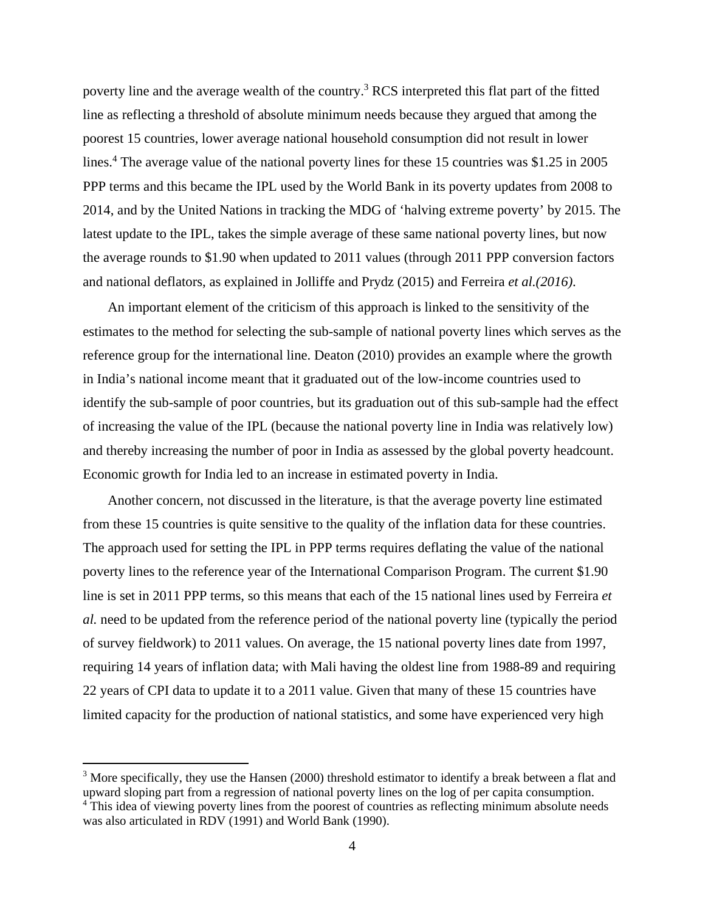poverty line and the average wealth of the country.[3] RCS interpreted this flat part of the fitted line as reflecting a threshold of absolute minimum needs because they argued that among the poorest 15 countries, lower average national household consumption did not result in lower lines.[4] The average value of the national poverty lines for these 15 countries was $1.25 in 2005 PPP terms and this became the IPL used by the World Bank in its poverty updates from 2008 to 2014, and by the United Nations in tracking the MDG of 'halving extreme poverty' by 2015. The latest update to the IPL, takes the simple average of these same national poverty lines, but now the average rounds to $1.90 when updated to 2011 values (through 2011 PPP conversion factors and national deflators, as explained in Jolliffe and Prydz (2015) and Ferreira *et al.(2016)*.

An important element of the criticism of this approach is linked to the sensitivity of the estimates to the method for selecting the sub-sample of national poverty lines which serves as the reference group for the international line. Deaton (2010) provides an example where the growth in India's national income meant that it graduated out of the low-income countries used to identify the sub-sample of poor countries, but its graduation out of this sub-sample had the effect of increasing the value of the IPL (because the national poverty line in India was relatively low) and thereby increasing the number of poor in India as assessed by the global poverty headcount. Economic growth for India led to an increase in estimated poverty in India.

Another concern, not discussed in the literature, is that the average poverty line estimated from these 15 countries is quite sensitive to the quality of the inflation data for these countries. The approach used for setting the IPL in PPP terms requires deflating the value of the national poverty lines to the reference year of the International Comparison Program. The current $1.90 line is set in 2011 PPP terms, so this means that each of the 15 national lines used by Ferreira *et al.* need to be updated from the reference period of the national poverty line (typically the period of survey fieldwork) to 2011 values. On average, the 15 national poverty lines date from 1997, requiring 14 years of inflation data; with Mali having the oldest line from 1988-89 and requiring 22 years of CPI data to update it to a 2011 value. Given that many of these 15 countries have limited capacity for the production of national statistics, and some have experienced very high

[3] More specifically, they use the Hansen (2000) threshold estimator to identify a break between a flat and upward sloping part from a regression of national poverty lines on the log of per capita consumption.

[4] This idea of viewing poverty lines from the poorest of countries as reflecting minimum absolute needs was also articulated in RDV (1991) and World Bank (1990).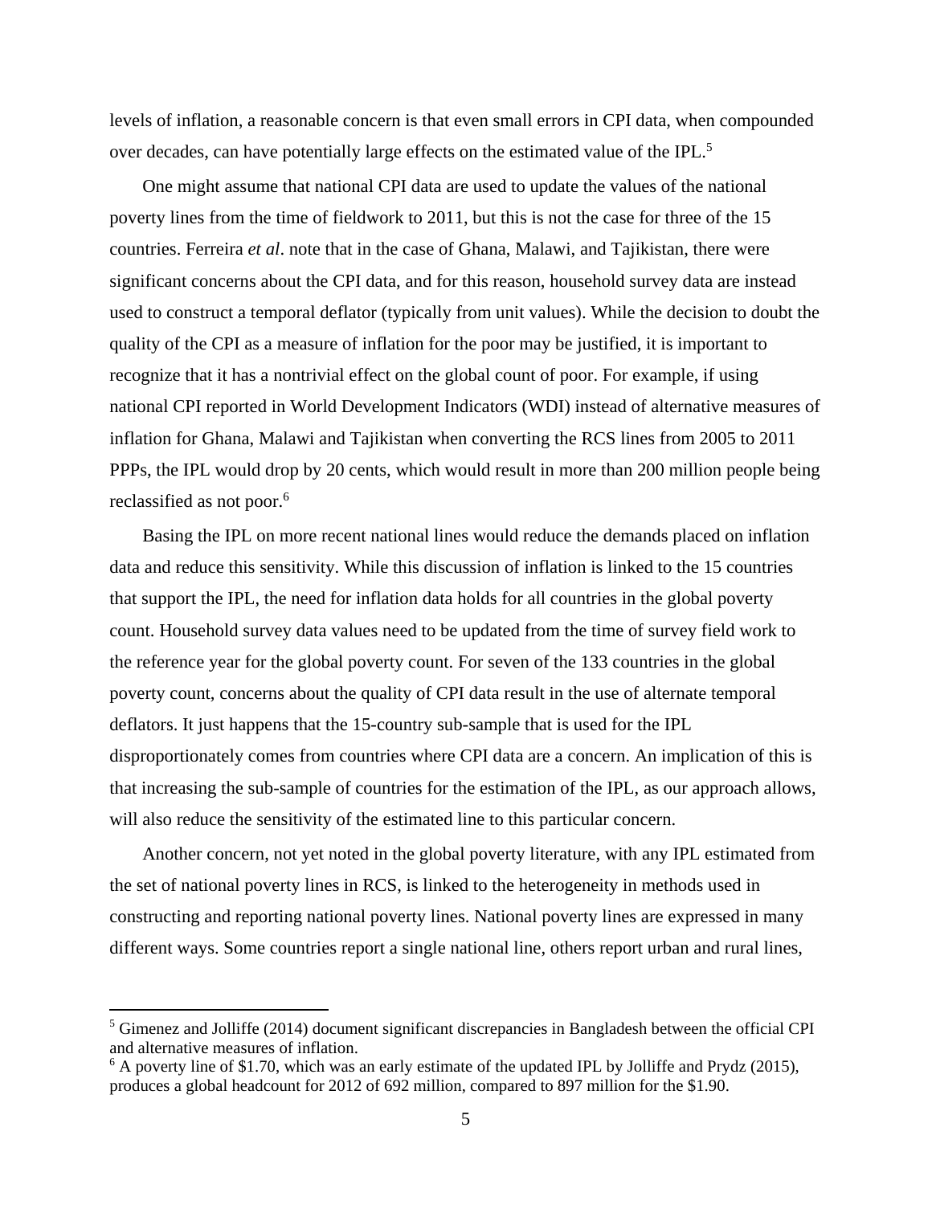levels of inflation, a reasonable concern is that even small errors in CPI data, when compounded over decades, can have potentially large effects on the estimated value of the IPL.[5]

One might assume that national CPI data are used to update the values of the national poverty lines from the time of fieldwork to 2011, but this is not the case for three of the 15 countries. Ferreira *et al*. note that in the case of Ghana, Malawi, and Tajikistan, there were significant concerns about the CPI data, and for this reason, household survey data are instead used to construct a temporal deflator (typically from unit values). While the decision to doubt the quality of the CPI as a measure of inflation for the poor may be justified, it is important to recognize that it has a nontrivial effect on the global count of poor. For example, if using national CPI reported in World Development Indicators (WDI) instead of alternative measures of inflation for Ghana, Malawi and Tajikistan when converting the RCS lines from 2005 to 2011 PPPs, the IPL would drop by 20 cents, which would result in more than 200 million people being reclassified as not poor.[6]

Basing the IPL on more recent national lines would reduce the demands placed on inflation data and reduce this sensitivity. While this discussion of inflation is linked to the 15 countries that support the IPL, the need for inflation data holds for all countries in the global poverty count. Household survey data values need to be updated from the time of survey field work to the reference year for the global poverty count. For seven of the 133 countries in the global poverty count, concerns about the quality of CPI data result in the use of alternate temporal deflators. It just happens that the 15-country sub-sample that is used for the IPL disproportionately comes from countries where CPI data are a concern. An implication of this is that increasing the sub-sample of countries for the estimation of the IPL, as our approach allows, will also reduce the sensitivity of the estimated line to this particular concern.

Another concern, not yet noted in the global poverty literature, with any IPL estimated from the set of national poverty lines in RCS, is linked to the heterogeneity in methods used in constructing and reporting national poverty lines. National poverty lines are expressed in many different ways. Some countries report a single national line, others report urban and rural lines,

---

[5] Gimenez and Jolliffe (2014) document significant discrepancies in Bangladesh between the official CPI and alternative measures of inflation.

[6] A poverty line of $1.70, which was an early estimate of the updated IPL by Jolliffe and Prydz (2015), produces a global headcount for 2012 of 692 million, compared to 897 million for the $1.90.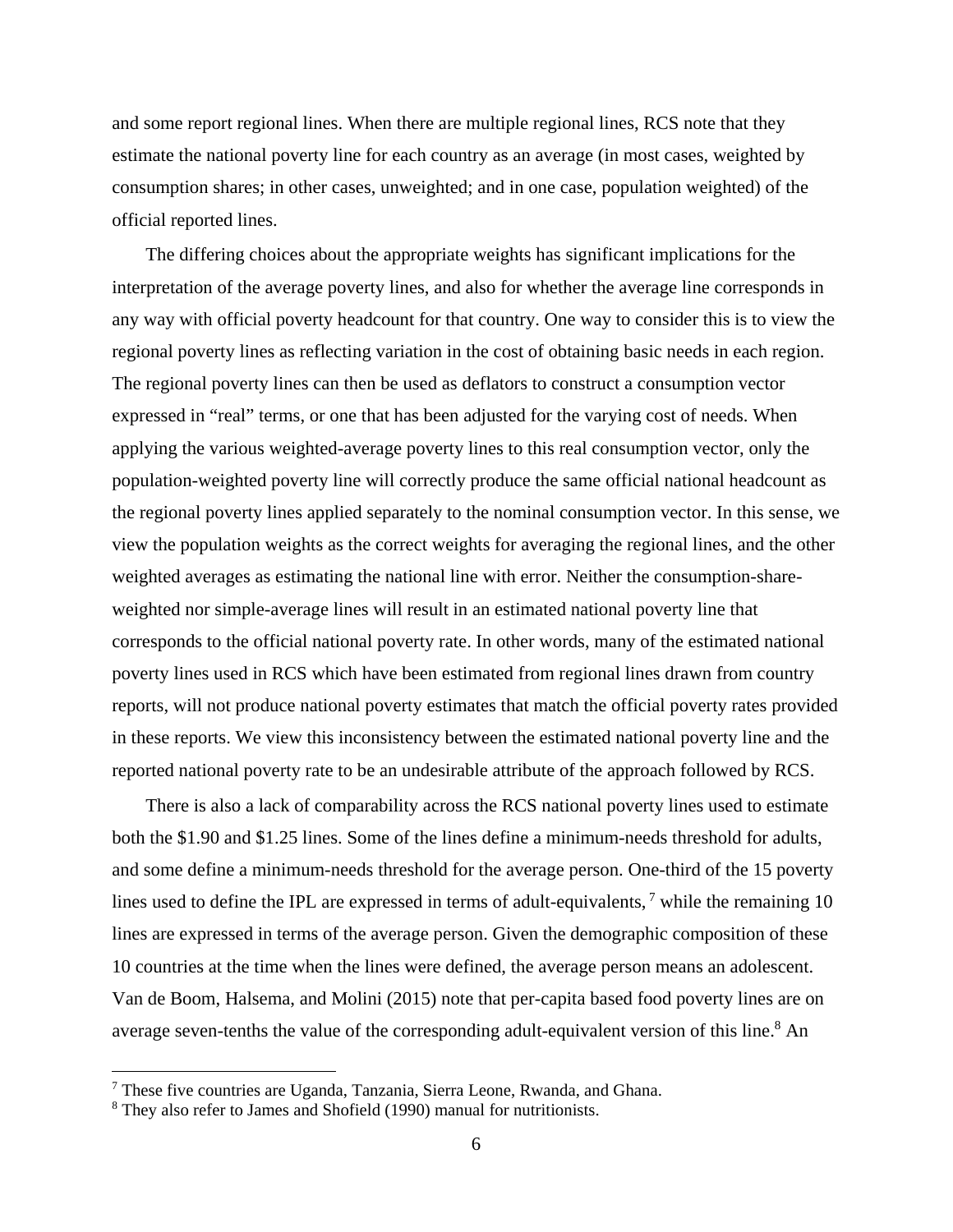and some report regional lines. When there are multiple regional lines, RCS note that they estimate the national poverty line for each country as an average (in most cases, weighted by consumption shares; in other cases, unweighted; and in one case, population weighted) of the official reported lines.

The differing choices about the appropriate weights has significant implications for the interpretation of the average poverty lines, and also for whether the average line corresponds in any way with official poverty headcount for that country. One way to consider this is to view the regional poverty lines as reflecting variation in the cost of obtaining basic needs in each region. The regional poverty lines can then be used as deflators to construct a consumption vector expressed in "real" terms, or one that has been adjusted for the varying cost of needs. When applying the various weighted-average poverty lines to this real consumption vector, only the population-weighted poverty line will correctly produce the same official national headcount as the regional poverty lines applied separately to the nominal consumption vector. In this sense, we view the population weights as the correct weights for averaging the regional lines, and the other weighted averages as estimating the national line with error. Neither the consumption-share-weighted nor simple-average lines will result in an estimated national poverty line that corresponds to the official national poverty rate. In other words, many of the estimated national poverty lines used in RCS which have been estimated from regional lines drawn from country reports, will not produce national poverty estimates that match the official poverty rates provided in these reports. We view this inconsistency between the estimated national poverty line and the reported national poverty rate to be an undesirable attribute of the approach followed by RCS.

There is also a lack of comparability across the RCS national poverty lines used to estimate both the \$1.90 and \$1.25 lines. Some of the lines define a minimum-needs threshold for adults, and some define a minimum-needs threshold for the average person. One-third of the 15 poverty lines used to define the IPL are expressed in terms of adult-equivalents, [7] while the remaining 10 lines are expressed in terms of the average person. Given the demographic composition of these 10 countries at the time when the lines were defined, the average person means an adolescent. Van de Boom, Halsema, and Molini (2015) note that per-capita based food poverty lines are on average seven-tenths the value of the corresponding adult-equivalent version of this line.[8] An

---

[7] These five countries are Uganda, Tanzania, Sierra Leone, Rwanda, and Ghana.

[8] They also refer to James and Shofield (1990) manual for nutritionists.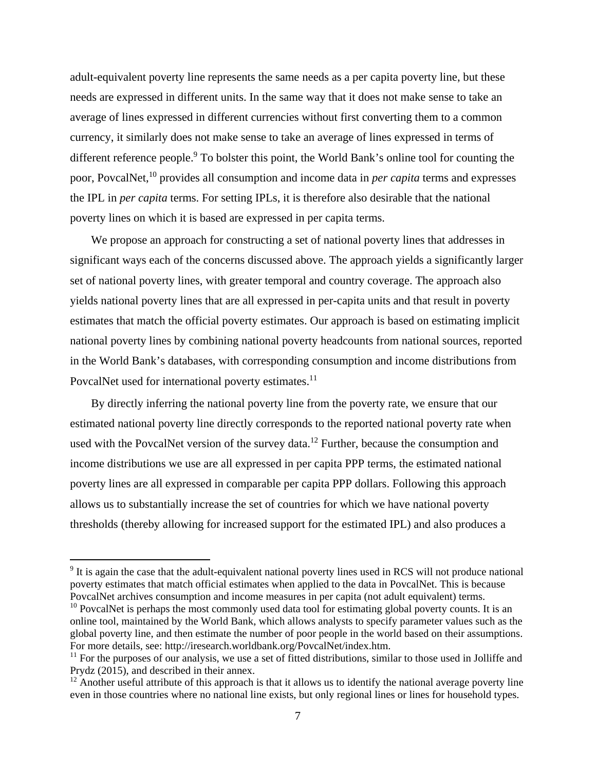adult-equivalent poverty line represents the same needs as a per capita poverty line, but these needs are expressed in different units. In the same way that it does not make sense to take an average of lines expressed in different currencies without first converting them to a common currency, it similarly does not make sense to take an average of lines expressed in terms of different reference people.[9] To bolster this point, the World Bank's online tool for counting the poor, PovcalNet,[10] provides all consumption and income data in *per capita* terms and expresses the IPL in *per capita* terms. For setting IPLs, it is therefore also desirable that the national poverty lines on which it is based are expressed in per capita terms.

We propose an approach for constructing a set of national poverty lines that addresses in significant ways each of the concerns discussed above. The approach yields a significantly larger set of national poverty lines, with greater temporal and country coverage. The approach also yields national poverty lines that are all expressed in per-capita units and that result in poverty estimates that match the official poverty estimates. Our approach is based on estimating implicit national poverty lines by combining national poverty headcounts from national sources, reported in the World Bank's databases, with corresponding consumption and income distributions from PovcalNet used for international poverty estimates.[11]

By directly inferring the national poverty line from the poverty rate, we ensure that our estimated national poverty line directly corresponds to the reported national poverty rate when used with the PovcalNet version of the survey data.[12] Further, because the consumption and income distributions we use are all expressed in per capita PPP terms, the estimated national poverty lines are all expressed in comparable per capita PPP dollars. Following this approach allows us to substantially increase the set of countries for which we have national poverty thresholds (thereby allowing for increased support for the estimated IPL) and also produces a

[9] It is again the case that the adult-equivalent national poverty lines used in RCS will not produce national poverty estimates that match official estimates when applied to the data in PovcalNet. This is because PovcalNet archives consumption and income measures in per capita (not adult equivalent) terms.

[10] PovcalNet is perhaps the most commonly used data tool for estimating global poverty counts. It is an online tool, maintained by the World Bank, which allows analysts to specify parameter values such as the global poverty line, and then estimate the number of poor people in the world based on their assumptions. For more details, see: http://iresearch.worldbank.org/PovcalNet/index.htm.

[11] For the purposes of our analysis, we use a set of fitted distributions, similar to those used in Jolliffe and Prydz (2015), and described in their annex.

[12] Another useful attribute of this approach is that it allows us to identify the national average poverty line even in those countries where no national line exists, but only regional lines or lines for household types.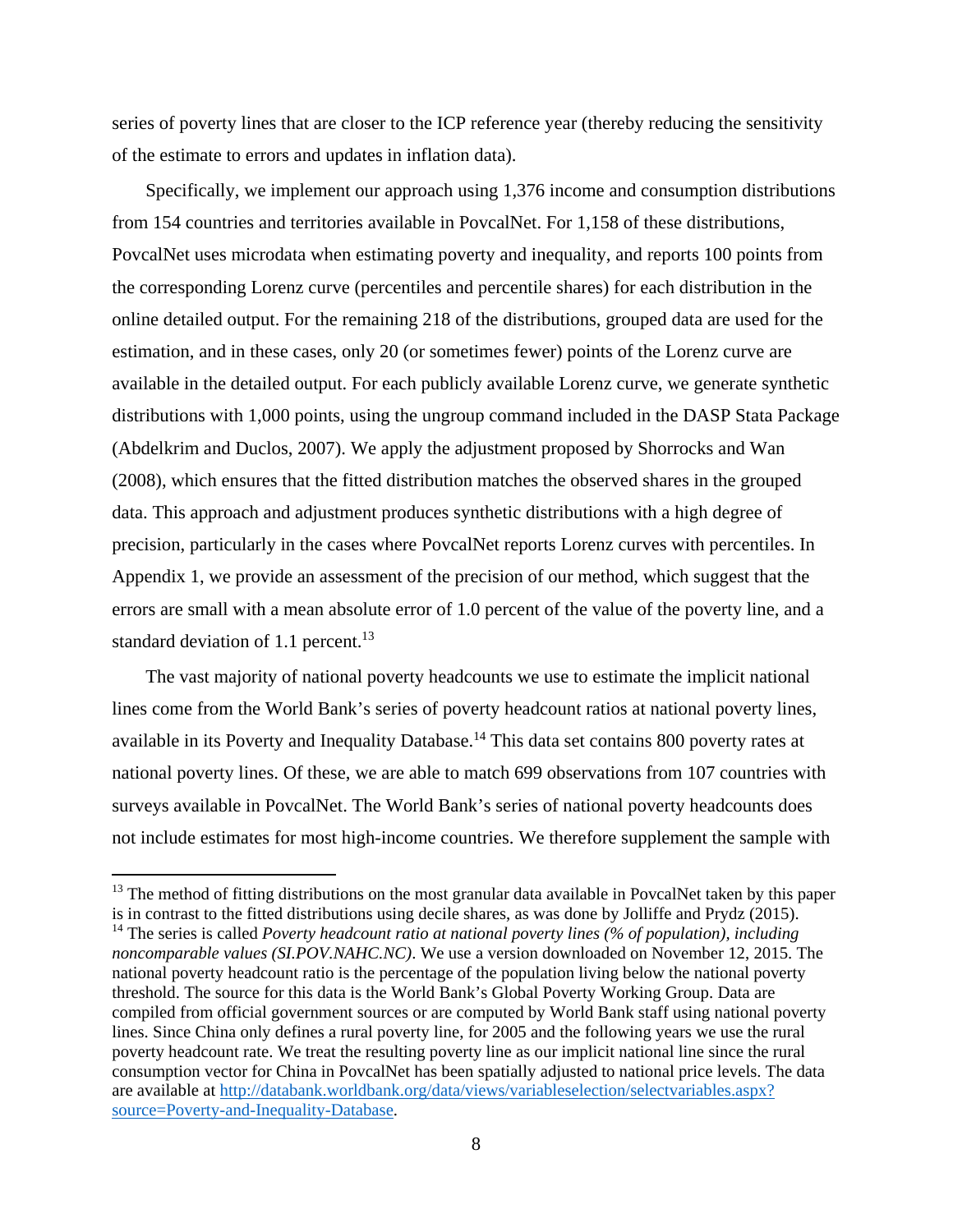series of poverty lines that are closer to the ICP reference year (thereby reducing the sensitivity of the estimate to errors and updates in inflation data).

Specifically, we implement our approach using 1,376 income and consumption distributions from 154 countries and territories available in PovcalNet. For 1,158 of these distributions, PovcalNet uses microdata when estimating poverty and inequality, and reports 100 points from the corresponding Lorenz curve (percentiles and percentile shares) for each distribution in the online detailed output. For the remaining 218 of the distributions, grouped data are used for the estimation, and in these cases, only 20 (or sometimes fewer) points of the Lorenz curve are available in the detailed output. For each publicly available Lorenz curve, we generate synthetic distributions with 1,000 points, using the ungroup command included in the DASP Stata Package (Abdelkrim and Duclos, 2007). We apply the adjustment proposed by Shorrocks and Wan (2008), which ensures that the fitted distribution matches the observed shares in the grouped data. This approach and adjustment produces synthetic distributions with a high degree of precision, particularly in the cases where PovcalNet reports Lorenz curves with percentiles. In Appendix 1, we provide an assessment of the precision of our method, which suggest that the errors are small with a mean absolute error of 1.0 percent of the value of the poverty line, and a standard deviation of 1.1 percent.[13]

The vast majority of national poverty headcounts we use to estimate the implicit national lines come from the World Bank's series of poverty headcount ratios at national poverty lines, available in its Poverty and Inequality Database.[14] This data set contains 800 poverty rates at national poverty lines. Of these, we are able to match 699 observations from 107 countries with surveys available in PovcalNet. The World Bank's series of national poverty headcounts does not include estimates for most high-income countries. We therefore supplement the sample with

---

[13] The method of fitting distributions on the most granular data available in PovcalNet taken by this paper is in contrast to the fitted distributions using decile shares, as was done by Jolliffe and Prydz (2015).

[14] The series is called *Poverty headcount ratio at national poverty lines (% of population), including noncomparable values (SI.POV.NAHC.NC)*. We use a version downloaded on November 12, 2015. The national poverty headcount ratio is the percentage of the population living below the national poverty threshold. The source for this data is the World Bank's Global Poverty Working Group. Data are compiled from official government sources or are computed by World Bank staff using national poverty lines. Since China only defines a rural poverty line, for 2005 and the following years we use the rural poverty headcount rate. We treat the resulting poverty line as our implicit national line since the rural consumption vector for China in PovcalNet has been spatially adjusted to national price levels. The data are available at http://databank.worldbank.org/data/views/variableselection/selectvariables.aspx?source=Poverty-and-Inequality-Database.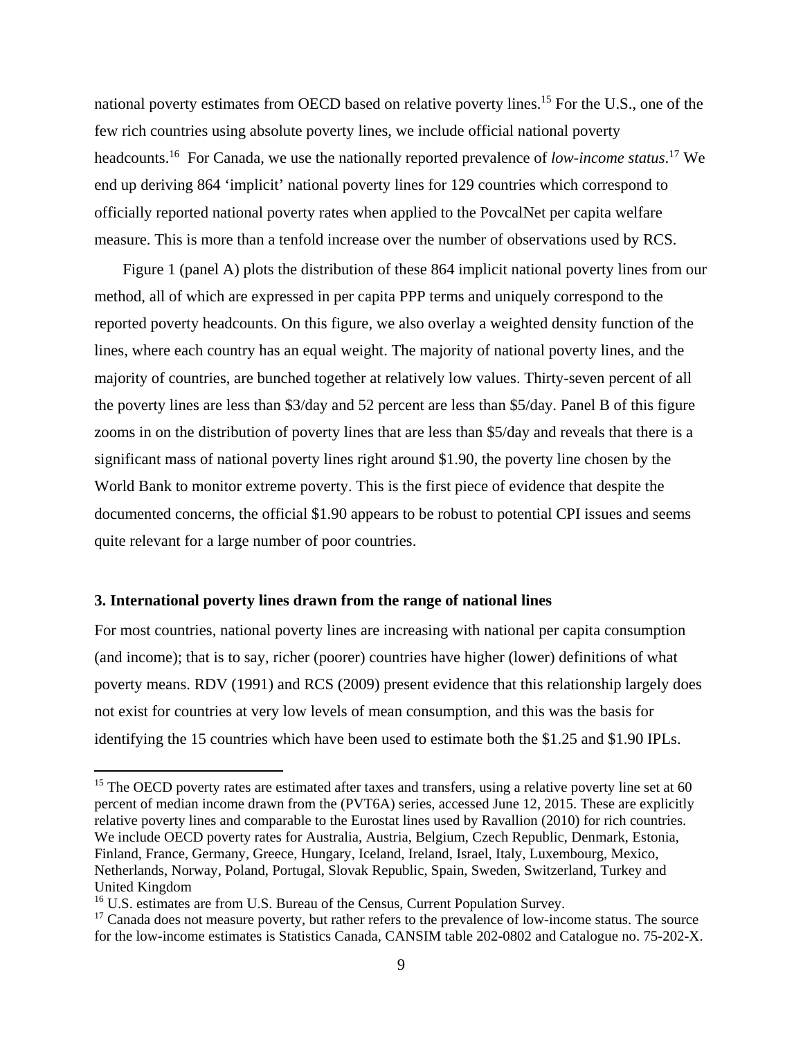national poverty estimates from OECD based on relative poverty lines.[15] For the U.S., one of the few rich countries using absolute poverty lines, we include official national poverty headcounts.[16] For Canada, we use the nationally reported prevalence of *low-income status*.[17] We end up deriving 864 'implicit' national poverty lines for 129 countries which correspond to officially reported national poverty rates when applied to the PovcalNet per capita welfare measure. This is more than a tenfold increase over the number of observations used by RCS.

Figure 1 (panel A) plots the distribution of these 864 implicit national poverty lines from our method, all of which are expressed in per capita PPP terms and uniquely correspond to the reported poverty headcounts. On this figure, we also overlay a weighted density function of the lines, where each country has an equal weight. The majority of national poverty lines, and the majority of countries, are bunched together at relatively low values. Thirty-seven percent of all the poverty lines are less than $3/day and 52 percent are less than $5/day. Panel B of this figure zooms in on the distribution of poverty lines that are less than $5/day and reveals that there is a significant mass of national poverty lines right around $1.90, the poverty line chosen by the World Bank to monitor extreme poverty. This is the first piece of evidence that despite the documented concerns, the official $1.90 appears to be robust to potential CPI issues and seems quite relevant for a large number of poor countries.

### 3. International poverty lines drawn from the range of national lines

For most countries, national poverty lines are increasing with national per capita consumption (and income); that is to say, richer (poorer) countries have higher (lower) definitions of what poverty means. RDV (1991) and RCS (2009) present evidence that this relationship largely does not exist for countries at very low levels of mean consumption, and this was the basis for identifying the 15 countries which have been used to estimate both the $1.25 and $1.90 IPLs.

---

[15] The OECD poverty rates are estimated after taxes and transfers, using a relative poverty line set at 60 percent of median income drawn from the (PVT6A) series, accessed June 12, 2015. These are explicitly relative poverty lines and comparable to the Eurostat lines used by Ravallion (2010) for rich countries. We include OECD poverty rates for Australia, Austria, Belgium, Czech Republic, Denmark, Estonia, Finland, France, Germany, Greece, Hungary, Iceland, Ireland, Israel, Italy, Luxembourg, Mexico, Netherlands, Norway, Poland, Portugal, Slovak Republic, Spain, Sweden, Switzerland, Turkey and United Kingdom

[16] U.S. estimates are from U.S. Bureau of the Census, Current Population Survey.

[17] Canada does not measure poverty, but rather refers to the prevalence of low-income status. The source for the low-income estimates is Statistics Canada, CANSIM table 202-0802 and Catalogue no. 75-202-X.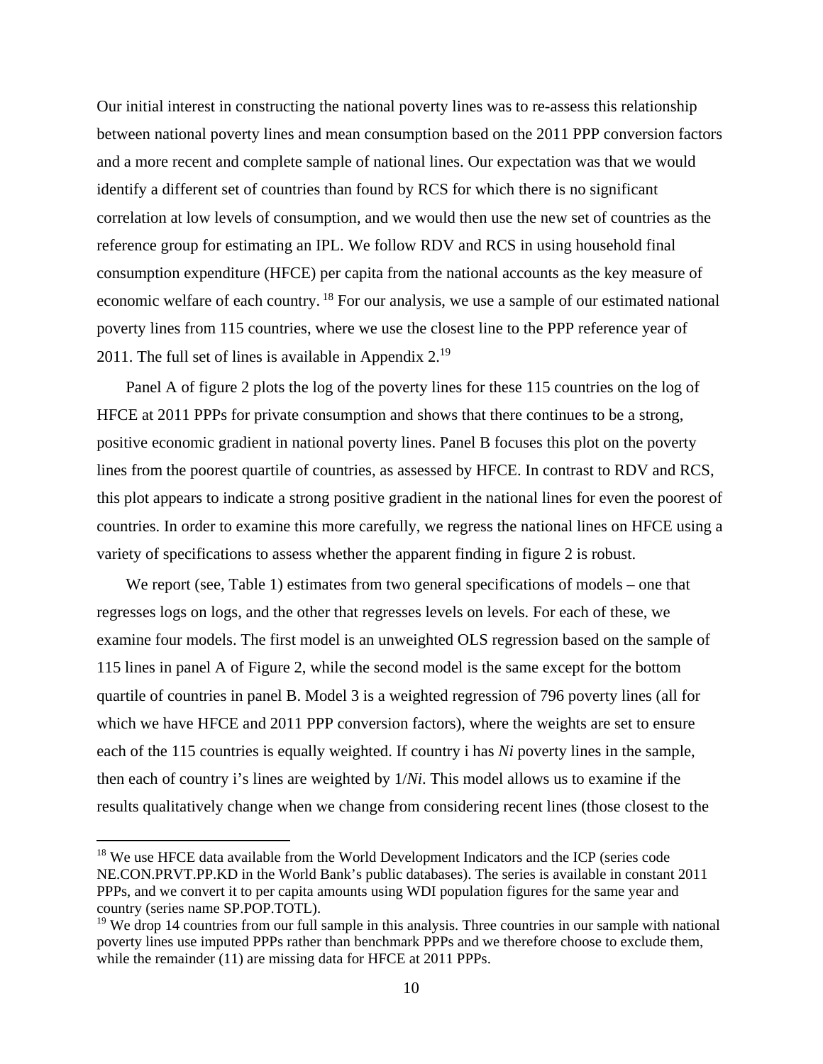Our initial interest in constructing the national poverty lines was to re-assess this relationship between national poverty lines and mean consumption based on the 2011 PPP conversion factors and a more recent and complete sample of national lines. Our expectation was that we would identify a different set of countries than found by RCS for which there is no significant correlation at low levels of consumption, and we would then use the new set of countries as the reference group for estimating an IPL. We follow RDV and RCS in using household final consumption expenditure (HFCE) per capita from the national accounts as the key measure of economic welfare of each country.[18] For our analysis, we use a sample of our estimated national poverty lines from 115 countries, where we use the closest line to the PPP reference year of 2011. The full set of lines is available in Appendix 2.[19]

Panel A of figure 2 plots the log of the poverty lines for these 115 countries on the log of HFCE at 2011 PPPs for private consumption and shows that there continues to be a strong, positive economic gradient in national poverty lines. Panel B focuses this plot on the poverty lines from the poorest quartile of countries, as assessed by HFCE. In contrast to RDV and RCS, this plot appears to indicate a strong positive gradient in the national lines for even the poorest of countries. In order to examine this more carefully, we regress the national lines on HFCE using a variety of specifications to assess whether the apparent finding in figure 2 is robust.

We report (see, Table 1) estimates from two general specifications of models – one that regresses logs on logs, and the other that regresses levels on levels. For each of these, we examine four models. The first model is an unweighted OLS regression based on the sample of 115 lines in panel A of Figure 2, while the second model is the same except for the bottom quartile of countries in panel B. Model 3 is a weighted regression of 796 poverty lines (all for which we have HFCE and 2011 PPP conversion factors), where the weights are set to ensure each of the 115 countries is equally weighted. If country i has $N_i$ poverty lines in the sample, then each of country i's lines are weighted by $1/N_i$. This model allows us to examine if the results qualitatively change when we change from considering recent lines (those closest to the

[18] We use HFCE data available from the World Development Indicators and the ICP (series code NE.CON.PRVT.PP.KD in the World Bank's public databases). The series is available in constant 2011 PPPs, and we convert it to per capita amounts using WDI population figures for the same year and country (series name SP.POP.TOTL).

[19] We drop 14 countries from our full sample in this analysis. Three countries in our sample with national poverty lines use imputed PPPs rather than benchmark PPPs and we therefore choose to exclude them, while the remainder (11) are missing data for HFCE at 2011 PPPs.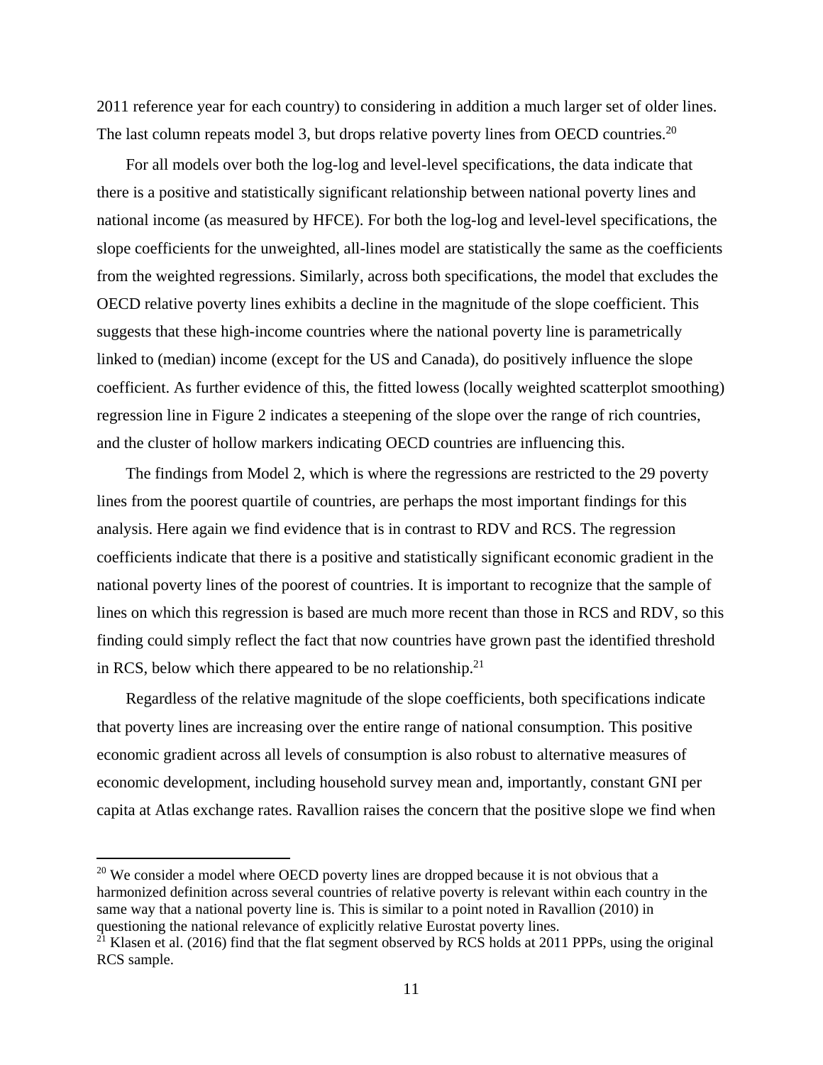2011 reference year for each country) to considering in addition a much larger set of older lines. The last column repeats model 3, but drops relative poverty lines from OECD countries.[20]

For all models over both the log-log and level-level specifications, the data indicate that there is a positive and statistically significant relationship between national poverty lines and national income (as measured by HFCE). For both the log-log and level-level specifications, the slope coefficients for the unweighted, all-lines model are statistically the same as the coefficients from the weighted regressions. Similarly, across both specifications, the model that excludes the OECD relative poverty lines exhibits a decline in the magnitude of the slope coefficient. This suggests that these high-income countries where the national poverty line is parametrically linked to (median) income (except for the US and Canada), do positively influence the slope coefficient. As further evidence of this, the fitted lowess (locally weighted scatterplot smoothing) regression line in Figure 2 indicates a steepening of the slope over the range of rich countries, and the cluster of hollow markers indicating OECD countries are influencing this.

The findings from Model 2, which is where the regressions are restricted to the 29 poverty lines from the poorest quartile of countries, are perhaps the most important findings for this analysis. Here again we find evidence that is in contrast to RDV and RCS. The regression coefficients indicate that there is a positive and statistically significant economic gradient in the national poverty lines of the poorest of countries. It is important to recognize that the sample of lines on which this regression is based are much more recent than those in RCS and RDV, so this finding could simply reflect the fact that now countries have grown past the identified threshold in RCS, below which there appeared to be no relationship.[21]

Regardless of the relative magnitude of the slope coefficients, both specifications indicate that poverty lines are increasing over the entire range of national consumption. This positive economic gradient across all levels of consumption is also robust to alternative measures of economic development, including household survey mean and, importantly, constant GNI per capita at Atlas exchange rates. Ravallion raises the concern that the positive slope we find when

[20] We consider a model where OECD poverty lines are dropped because it is not obvious that a harmonized definition across several countries of relative poverty is relevant within each country in the same way that a national poverty line is. This is similar to a point noted in Ravallion (2010) in questioning the national relevance of explicitly relative Eurostat poverty lines.

[21] Klasen et al. (2016) find that the flat segment observed by RCS holds at 2011 PPPs, using the original RCS sample.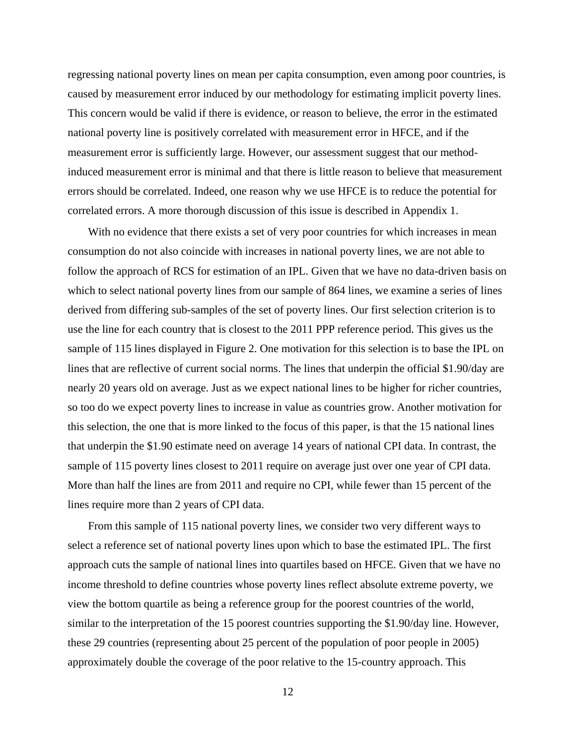regressing national poverty lines on mean per capita consumption, even among poor countries, is caused by measurement error induced by our methodology for estimating implicit poverty lines. This concern would be valid if there is evidence, or reason to believe, the error in the estimated national poverty line is positively correlated with measurement error in HFCE, and if the measurement error is sufficiently large. However, our assessment suggest that our method-induced measurement error is minimal and that there is little reason to believe that measurement errors should be correlated. Indeed, one reason why we use HFCE is to reduce the potential for correlated errors. A more thorough discussion of this issue is described in Appendix 1.

With no evidence that there exists a set of very poor countries for which increases in mean consumption do not also coincide with increases in national poverty lines, we are not able to follow the approach of RCS for estimation of an IPL. Given that we have no data-driven basis on which to select national poverty lines from our sample of 864 lines, we examine a series of lines derived from differing sub-samples of the set of poverty lines. Our first selection criterion is to use the line for each country that is closest to the 2011 PPP reference period. This gives us the sample of 115 lines displayed in Figure 2. One motivation for this selection is to base the IPL on lines that are reflective of current social norms. The lines that underpin the official $1.90/day are nearly 20 years old on average. Just as we expect national lines to be higher for richer countries, so too do we expect poverty lines to increase in value as countries grow. Another motivation for this selection, the one that is more linked to the focus of this paper, is that the 15 national lines that underpin the $1.90 estimate need on average 14 years of national CPI data. In contrast, the sample of 115 poverty lines closest to 2011 require on average just over one year of CPI data. More than half the lines are from 2011 and require no CPI, while fewer than 15 percent of the lines require more than 2 years of CPI data.

From this sample of 115 national poverty lines, we consider two very different ways to select a reference set of national poverty lines upon which to base the estimated IPL. The first approach cuts the sample of national lines into quartiles based on HFCE. Given that we have no income threshold to define countries whose poverty lines reflect absolute extreme poverty, we view the bottom quartile as being a reference group for the poorest countries of the world, similar to the interpretation of the 15 poorest countries supporting the $1.90/day line. However, these 29 countries (representing about 25 percent of the population of poor people in 2005) approximately double the coverage of the poor relative to the 15-country approach. This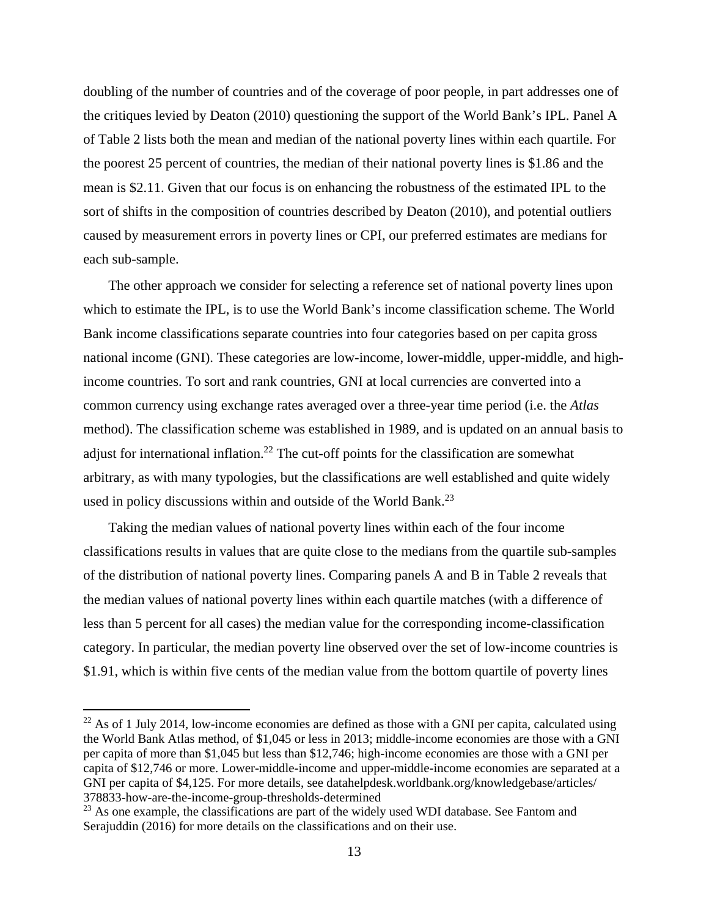doubling of the number of countries and of the coverage of poor people, in part addresses one of the critiques levied by Deaton (2010) questioning the support of the World Bank's IPL. Panel A of Table 2 lists both the mean and median of the national poverty lines within each quartile. For the poorest 25 percent of countries, the median of their national poverty lines is $1.86 and the mean is $2.11. Given that our focus is on enhancing the robustness of the estimated IPL to the sort of shifts in the composition of countries described by Deaton (2010), and potential outliers caused by measurement errors in poverty lines or CPI, our preferred estimates are medians for each sub-sample.

The other approach we consider for selecting a reference set of national poverty lines upon which to estimate the IPL, is to use the World Bank's income classification scheme. The World Bank income classifications separate countries into four categories based on per capita gross national income (GNI). These categories are low-income, lower-middle, upper-middle, and high-income countries. To sort and rank countries, GNI at local currencies are converted into a common currency using exchange rates averaged over a three-year time period (i.e. the *Atlas* method). The classification scheme was established in 1989, and is updated on an annual basis to adjust for international inflation.[22] The cut-off points for the classification are somewhat arbitrary, as with many typologies, but the classifications are well established and quite widely used in policy discussions within and outside of the World Bank.[23]

Taking the median values of national poverty lines within each of the four income classifications results in values that are quite close to the medians from the quartile sub-samples of the distribution of national poverty lines. Comparing panels A and B in Table 2 reveals that the median values of national poverty lines within each quartile matches (with a difference of less than 5 percent for all cases) the median value for the corresponding income-classification category. In particular, the median poverty line observed over the set of low-income countries is $1.91, which is within five cents of the median value from the bottom quartile of poverty lines

---

[22] As of 1 July 2014, low-income economies are defined as those with a GNI per capita, calculated using the World Bank Atlas method, of $1,045 or less in 2013; middle-income economies are those with a GNI per capita of more than $1,045 but less than $12,746; high-income economies are those with a GNI per capita of $12,746 or more. Lower-middle-income and upper-middle-income economies are separated at a GNI per capita of $4,125. For more details, see datahelpdesk.worldbank.org/knowledgebase/articles/378833-how-are-the-income-group-thresholds-determined

[23] As one example, the classifications are part of the widely used WDI database. See Fantom and Serajuddin (2016) for more details on the classifications and on their use.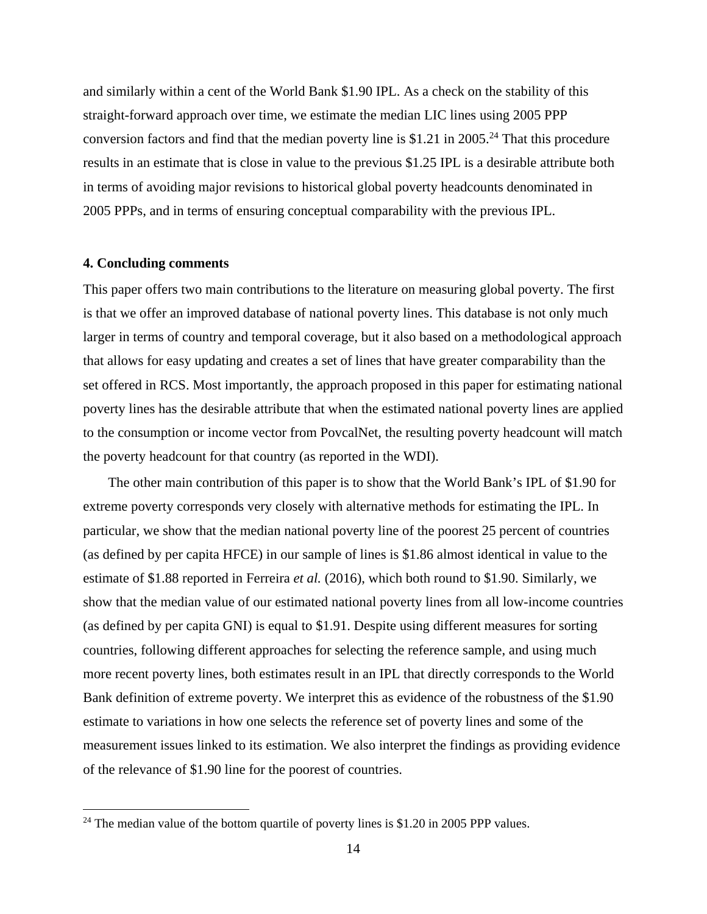and similarly within a cent of the World Bank $1.90 IPL. As a check on the stability of this straight-forward approach over time, we estimate the median LIC lines using 2005 PPP conversion factors and find that the median poverty line is $1.21 in 2005.[24] That this procedure results in an estimate that is close in value to the previous $1.25 IPL is a desirable attribute both in terms of avoiding major revisions to historical global poverty headcounts denominated in 2005 PPPs, and in terms of ensuring conceptual comparability with the previous IPL.

## 4. Concluding comments

This paper offers two main contributions to the literature on measuring global poverty. The first is that we offer an improved database of national poverty lines. This database is not only much larger in terms of country and temporal coverage, but it also based on a methodological approach that allows for easy updating and creates a set of lines that have greater comparability than the set offered in RCS. Most importantly, the approach proposed in this paper for estimating national poverty lines has the desirable attribute that when the estimated national poverty lines are applied to the consumption or income vector from PovcalNet, the resulting poverty headcount will match the poverty headcount for that country (as reported in the WDI).

The other main contribution of this paper is to show that the World Bank's IPL of $1.90 for extreme poverty corresponds very closely with alternative methods for estimating the IPL. In particular, we show that the median national poverty line of the poorest 25 percent of countries (as defined by per capita HFCE) in our sample of lines is $1.86 almost identical in value to the estimate of $1.88 reported in Ferreira *et al.* (2016), which both round to $1.90. Similarly, we show that the median value of our estimated national poverty lines from all low-income countries (as defined by per capita GNI) is equal to $1.91. Despite using different measures for sorting countries, following different approaches for selecting the reference sample, and using much more recent poverty lines, both estimates result in an IPL that directly corresponds to the World Bank definition of extreme poverty. We interpret this as evidence of the robustness of the $1.90 estimate to variations in how one selects the reference set of poverty lines and some of the measurement issues linked to its estimation. We also interpret the findings as providing evidence of the relevance of $1.90 line for the poorest of countries.

[24] The median value of the bottom quartile of poverty lines is $1.20 in 2005 PPP values.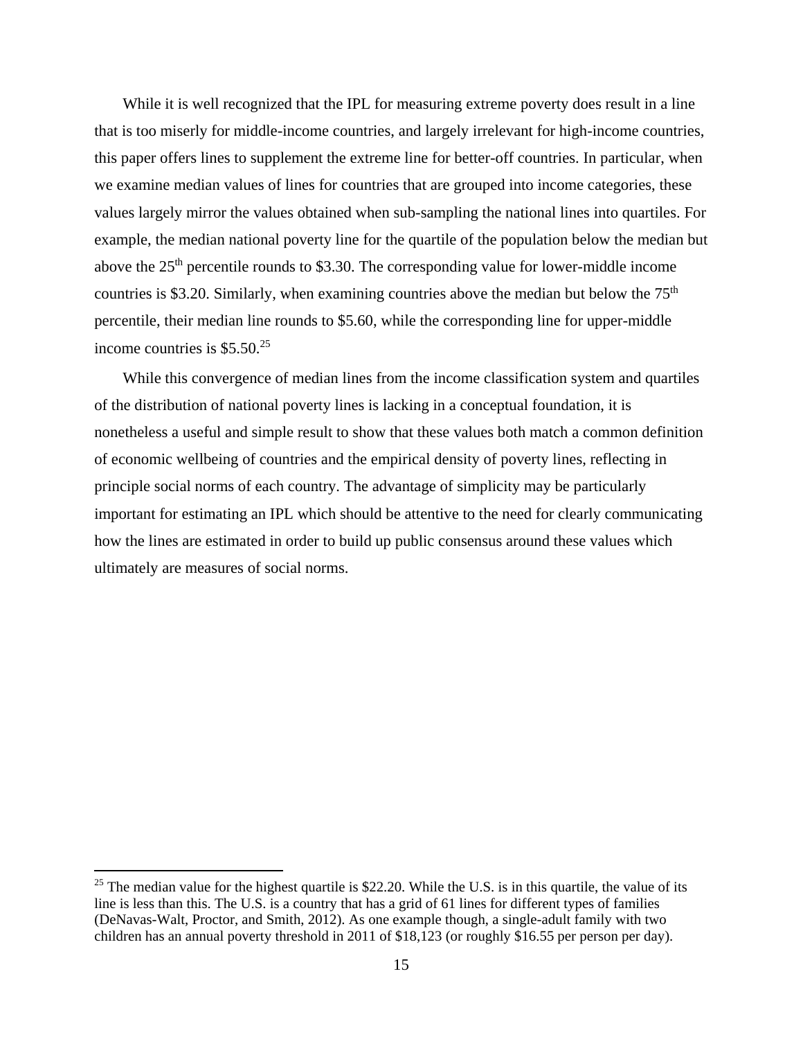While it is well recognized that the IPL for measuring extreme poverty does result in a line that is too miserly for middle-income countries, and largely irrelevant for high-income countries, this paper offers lines to supplement the extreme line for better-off countries. In particular, when we examine median values of lines for countries that are grouped into income categories, these values largely mirror the values obtained when sub-sampling the national lines into quartiles. For example, the median national poverty line for the quartile of the population below the median but above the 25th percentile rounds to \$3.30. The corresponding value for lower-middle income countries is \$3.20. Similarly, when examining countries above the median but below the 75th percentile, their median line rounds to \$5.60, while the corresponding line for upper-middle income countries is \$5.50.[25]

While this convergence of median lines from the income classification system and quartiles of the distribution of national poverty lines is lacking in a conceptual foundation, it is nonetheless a useful and simple result to show that these values both match a common definition of economic wellbeing of countries and the empirical density of poverty lines, reflecting in principle social norms of each country. The advantage of simplicity may be particularly important for estimating an IPL which should be attentive to the need for clearly communicating how the lines are estimated in order to build up public consensus around these values which ultimately are measures of social norms.

[25] The median value for the highest quartile is \$22.20. While the U.S. is in this quartile, the value of its line is less than this. The U.S. is a country that has a grid of 61 lines for different types of families (DeNavas-Walt, Proctor, and Smith, 2012). As one example though, a single-adult family with two children has an annual poverty threshold in 2011 of \$18,123 (or roughly \$16.55 per person per day).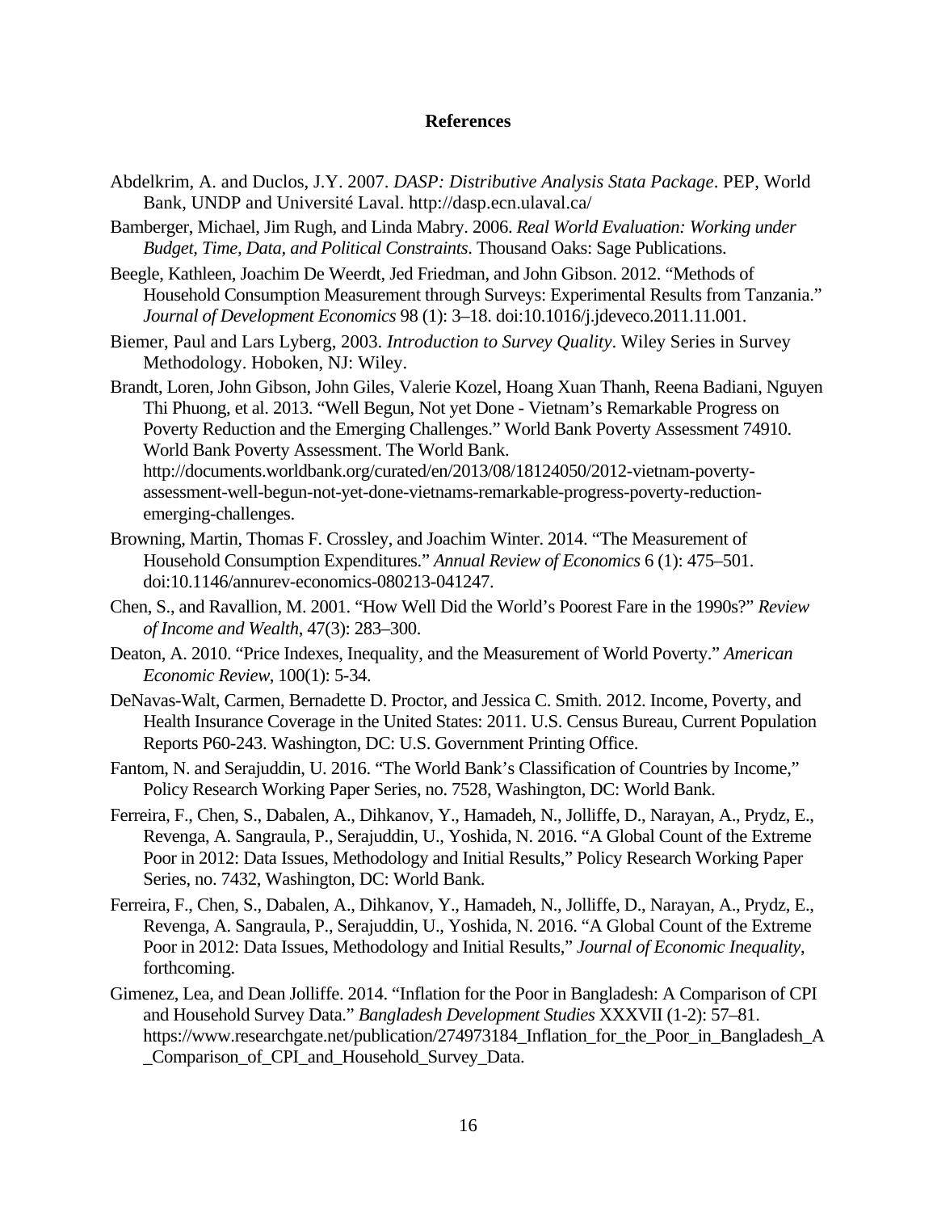## References

Abdelkrim, A. and Duclos, J.Y. 2007. *DASP: Distributive Analysis Stata Package*. PEP, World Bank, UNDP and Université Laval. http://dasp.ecn.ulaval.ca/

Bamberger, Michael, Jim Rugh, and Linda Mabry. 2006. *Real World Evaluation: Working under Budget, Time, Data, and Political Constraints*. Thousand Oaks: Sage Publications.

Beegle, Kathleen, Joachim De Weerdt, Jed Friedman, and John Gibson. 2012. "Methods of Household Consumption Measurement through Surveys: Experimental Results from Tanzania." *Journal of Development Economics* 98 (1): 3–18. doi:10.1016/j.jdeveco.2011.11.001.

Biemer, Paul and Lars Lyberg, 2003. *Introduction to Survey Quality*. Wiley Series in Survey Methodology. Hoboken, NJ: Wiley.

Brandt, Loren, John Gibson, John Giles, Valerie Kozel, Hoang Xuan Thanh, Reena Badiani, Nguyen Thi Phuong, et al. 2013. "Well Begun, Not yet Done - Vietnam's Remarkable Progress on Poverty Reduction and the Emerging Challenges." World Bank Poverty Assessment 74910. World Bank Poverty Assessment. The World Bank. http://documents.worldbank.org/curated/en/2013/08/18124050/2012-vietnam-poverty-assessment-well-begun-not-yet-done-vietnams-remarkable-progress-poverty-reduction-emerging-challenges.

Browning, Martin, Thomas F. Crossley, and Joachim Winter. 2014. "The Measurement of Household Consumption Expenditures." *Annual Review of Economics* 6 (1): 475–501. doi:10.1146/annurev-economics-080213-041247.

Chen, S., and Ravallion, M. 2001. "How Well Did the World's Poorest Fare in the 1990s?" *Review of Income and Wealth*, 47(3): 283–300.

Deaton, A. 2010. "Price Indexes, Inequality, and the Measurement of World Poverty." *American Economic Review*, 100(1): 5-34.

DeNavas-Walt, Carmen, Bernadette D. Proctor, and Jessica C. Smith. 2012. Income, Poverty, and Health Insurance Coverage in the United States: 2011. U.S. Census Bureau, Current Population Reports P60-243. Washington, DC: U.S. Government Printing Office.

Fantom, N. and Serajuddin, U. 2016. "The World Bank's Classification of Countries by Income," Policy Research Working Paper Series, no. 7528, Washington, DC: World Bank.

Ferreira, F., Chen, S., Dabalen, A., Dihkanov, Y., Hamadeh, N., Jolliffe, D., Narayan, A., Prydz, E., Revenga, A. Sangraula, P., Serajuddin, U., Yoshida, N. 2016. "A Global Count of the Extreme Poor in 2012: Data Issues, Methodology and Initial Results," Policy Research Working Paper Series, no. 7432, Washington, DC: World Bank.

Ferreira, F., Chen, S., Dabalen, A., Dihkanov, Y., Hamadeh, N., Jolliffe, D., Narayan, A., Prydz, E., Revenga, A. Sangraula, P., Serajuddin, U., Yoshida, N. 2016. "A Global Count of the Extreme Poor in 2012: Data Issues, Methodology and Initial Results," *Journal of Economic Inequality*, forthcoming.

Gimenez, Lea, and Dean Jolliffe. 2014. "Inflation for the Poor in Bangladesh: A Comparison of CPI and Household Survey Data." *Bangladesh Development Studies* XXXVII (1-2): 57–81. https://www.researchgate.net/publication/274973184_Inflation_for_the_Poor_in_Bangladesh_A_Comparison_of_CPI_and_Household_Survey_Data.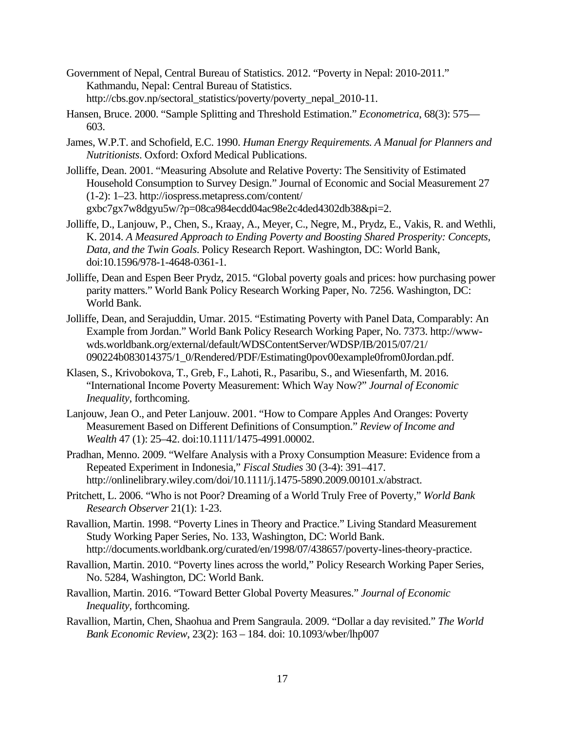Government of Nepal, Central Bureau of Statistics. 2012. "Poverty in Nepal: 2010-2011." Kathmandu, Nepal: Central Bureau of Statistics. http://cbs.gov.np/sectoral_statistics/poverty/poverty_nepal_2010-11.

Hansen, Bruce. 2000. "Sample Splitting and Threshold Estimation." *Econometrica*, 68(3): 575—603.

James, W.P.T. and Schofield, E.C. 1990. *Human Energy Requirements. A Manual for Planners and Nutritionists*. Oxford: Oxford Medical Publications.

Jolliffe, Dean. 2001. "Measuring Absolute and Relative Poverty: The Sensitivity of Estimated Household Consumption to Survey Design." Journal of Economic and Social Measurement 27 (1-2): 1–23. http://iospress.metapress.com/content/gxbc7gx7w8dgyu5w/?p=08ca984ecdd04ac98e2c4ded4302db38&pi=2.

Jolliffe, D., Lanjouw, P., Chen, S., Kraay, A., Meyer, C., Negre, M., Prydz, E., Vakis, R. and Wethli, K. 2014. *A Measured Approach to Ending Poverty and Boosting Shared Prosperity: Concepts, Data, and the Twin Goals*. Policy Research Report. Washington, DC: World Bank, doi:10.1596/978-1-4648-0361-1.

Jolliffe, Dean and Espen Beer Prydz, 2015. "Global poverty goals and prices: how purchasing power parity matters." World Bank Policy Research Working Paper, No. 7256. Washington, DC: World Bank.

Jolliffe, Dean, and Serajuddin, Umar. 2015. "Estimating Poverty with Panel Data, Comparably: An Example from Jordan." World Bank Policy Research Working Paper, No. 7373. http://www-wds.worldbank.org/external/default/WDSContentServer/WDSP/IB/2015/07/21/090224b083014375/1_0/Rendered/PDF/Estimating0pov00example0from0Jordan.pdf.

Klasen, S., Krivobokova, T., Greb, F., Lahoti, R., Pasaribu, S., and Wiesenfarth, M. 2016. "International Income Poverty Measurement: Which Way Now?" *Journal of Economic Inequality*, forthcoming.

Lanjouw, Jean O., and Peter Lanjouw. 2001. "How to Compare Apples And Oranges: Poverty Measurement Based on Different Definitions of Consumption." *Review of Income and Wealth* 47 (1): 25–42. doi:10.1111/1475-4991.00002.

Pradhan, Menno. 2009. "Welfare Analysis with a Proxy Consumption Measure: Evidence from a Repeated Experiment in Indonesia," *Fiscal Studies* 30 (3-4): 391–417. http://onlinelibrary.wiley.com/doi/10.1111/j.1475-5890.2009.00101.x/abstract.

Pritchett, L. 2006. "Who is not Poor? Dreaming of a World Truly Free of Poverty," *World Bank Research Observer* 21(1): 1-23.

Ravallion, Martin. 1998. "Poverty Lines in Theory and Practice." Living Standard Measurement Study Working Paper Series, No. 133, Washington, DC: World Bank. http://documents.worldbank.org/curated/en/1998/07/438657/poverty-lines-theory-practice.

Ravallion, Martin. 2010. "Poverty lines across the world," Policy Research Working Paper Series, No. 5284, Washington, DC: World Bank.

Ravallion, Martin. 2016. "Toward Better Global Poverty Measures." *Journal of Economic Inequality*, forthcoming.

Ravallion, Martin, Chen, Shaohua and Prem Sangraula. 2009. "Dollar a day revisited." *The World Bank Economic Review*, 23(2): 163 – 184. doi: 10.1093/wber/lhp007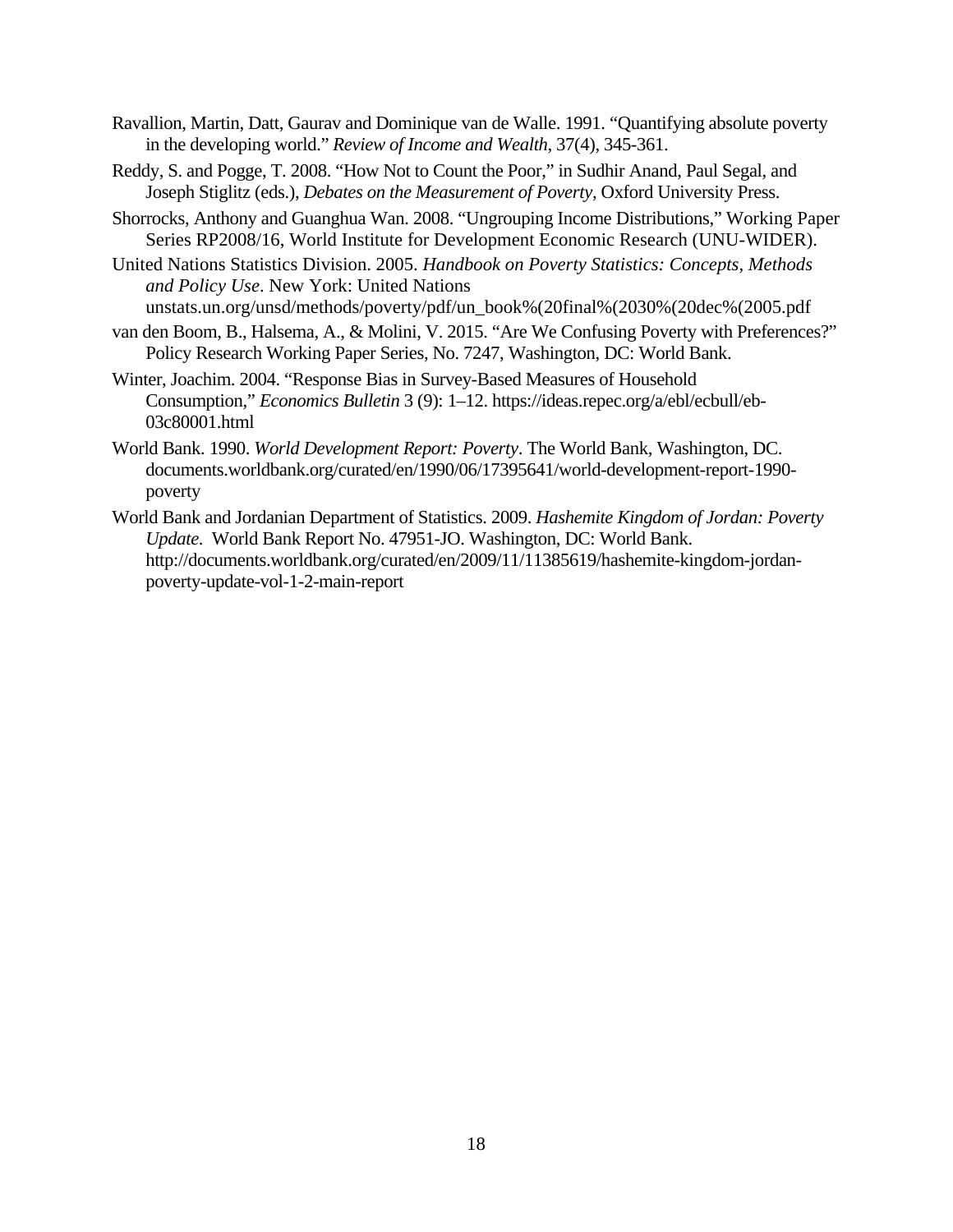Ravallion, Martin, Datt, Gaurav and Dominique van de Walle. 1991. "Quantifying absolute poverty in the developing world." *Review of Income and Wealth*, 37(4), 345-361.

Reddy, S. and Pogge, T. 2008. "How Not to Count the Poor," in Sudhir Anand, Paul Segal, and Joseph Stiglitz (eds.), *Debates on the Measurement of Poverty*, Oxford University Press.

Shorrocks, Anthony and Guanghua Wan. 2008. "Ungrouping Income Distributions," Working Paper Series RP2008/16, World Institute for Development Economic Research (UNU-WIDER).

United Nations Statistics Division. 2005. *Handbook on Poverty Statistics: Concepts, Methods and Policy Use*. New York: United Nations unstats.un.org/unsd/methods/poverty/pdf/un_book%(20final%(2030%(20dec%(2005.pdf

van den Boom, B., Halsema, A., & Molini, V. 2015. "Are We Confusing Poverty with Preferences?" Policy Research Working Paper Series, No. 7247, Washington, DC: World Bank.

Winter, Joachim. 2004. "Response Bias in Survey-Based Measures of Household Consumption," *Economics Bulletin* 3 (9): 1–12. https://ideas.repec.org/a/ebl/ecbull/eb-03c80001.html

World Bank. 1990. *World Development Report: Poverty*. The World Bank, Washington, DC. documents.worldbank.org/curated/en/1990/06/17395641/world-development-report-1990-poverty

World Bank and Jordanian Department of Statistics. 2009. *Hashemite Kingdom of Jordan: Poverty Update.* World Bank Report No. 47951-JO. Washington, DC: World Bank. http://documents.worldbank.org/curated/en/2009/11/11385619/hashemite-kingdom-jordan-poverty-update-vol-1-2-main-report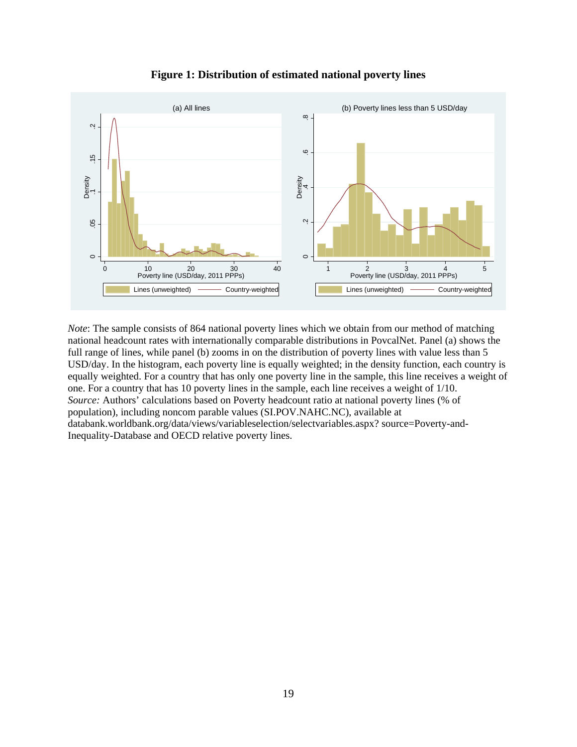**Figure 1: Distribution of estimated national poverty lines**

*Note*: The sample consists of 864 national poverty lines which we obtain from our method of matching national headcount rates with internationally comparable distributions in PovcalNet. Panel (a) shows the full range of lines, while panel (b) zooms in on the distribution of poverty lines with value less than 5 USD/day. In the histogram, each poverty line is equally weighted; in the density function, each country is equally weighted. For a country that has only one poverty line in the sample, this line receives a weight of one. For a country that has 10 poverty lines in the sample, each line receives a weight of 1/10.
*Source:* Authors' calculations based on Poverty headcount ratio at national poverty lines (% of population), including noncom parable values (SI.POV.NAHC.NC), available at databank.worldbank.org/data/views/variableselection/selectvariables.aspx? source=Poverty-and-Inequality-Database and OECD relative poverty lines.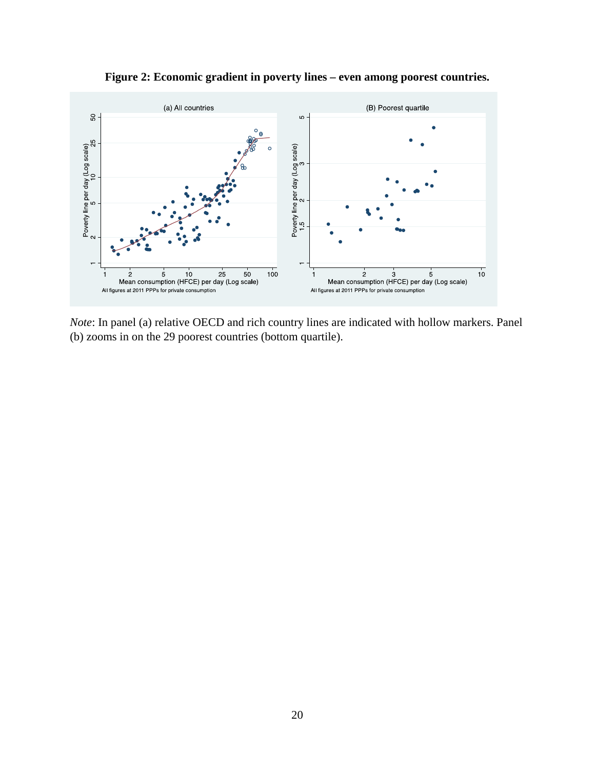**Figure 2: Economic gradient in poverty lines – even among poorest countries.**

*Note*: In panel (a) relative OECD and rich country lines are indicated with hollow markers. Panel (b) zooms in on the 29 poorest countries (bottom quartile).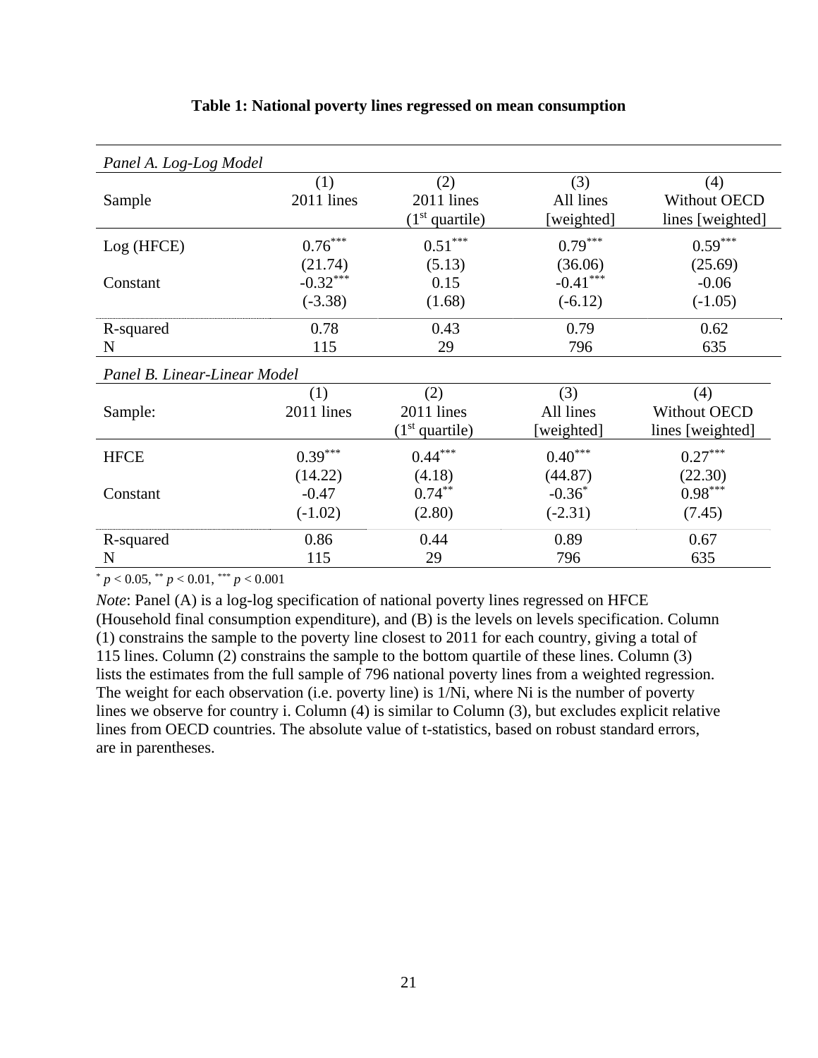**Table 1: National poverty lines regressed on mean consumption**

| *Panel A. Log-Log Model* | | | | |
|---|---|---|---|---|
| | (1) | (2) | (3) | (4) |
| Sample | 2011 lines | 2011 lines ($1^{st}$ quartile) | All lines [weighted] | Without OECD lines [weighted] |
| Log (HFCE) | $0.76^{***}$ | $0.51^{***}$ | $0.79^{***}$ | $0.59^{***}$ |
| | (21.74) | (5.13) | (36.06) | (25.69) |
| Constant | $-0.32^{***}$ | 0.15 | $-0.41^{***}$ | -0.06 |
| | (-3.38) | (1.68) | (-6.12) | (-1.05) |
| R-squared | 0.78 | 0.43 | 0.79 | 0.62 |
| N | 115 | 29 | 796 | 635 |

| *Panel B. Linear-Linear Model* | | | | |
|---|---|---|---|---|
| | (1) | (2) | (3) | (4) |
| Sample: | 2011 lines | 2011 lines ($1^{st}$ quartile) | All lines [weighted] | Without OECD lines [weighted] |
| HFCE | $0.39^{***}$ | $0.44^{***}$ | $0.40^{***}$ | $0.27^{***}$ |
| | (14.22) | (4.18) | (44.87) | (22.30) |
| Constant | -0.47 | $0.74^{**}$ | $-0.36^{*}$ | $0.98^{***}$ |
| | (-1.02) | (2.80) | (-2.31) | (7.45) |
| R-squared | 0.86 | 0.44 | 0.89 | 0.67 |
| N | 115 | 29 | 796 | 635 |

$^{*}$ $p < 0.05$, $^{**}$ $p < 0.01$, $^{***}$ $p < 0.001$

*Note*: Panel (A) is a log-log specification of national poverty lines regressed on HFCE (Household final consumption expenditure), and (B) is the levels on levels specification. Column (1) constrains the sample to the poverty line closest to 2011 for each country, giving a total of 115 lines. Column (2) constrains the sample to the bottom quartile of these lines. Column (3) lists the estimates from the full sample of 796 national poverty lines from a weighted regression. The weight for each observation (i.e. poverty line) is 1/Ni, where Ni is the number of poverty lines we observe for country i. Column (4) is similar to Column (3), but excludes explicit relative lines from OECD countries. The absolute value of t-statistics, based on robust standard errors, are in parentheses.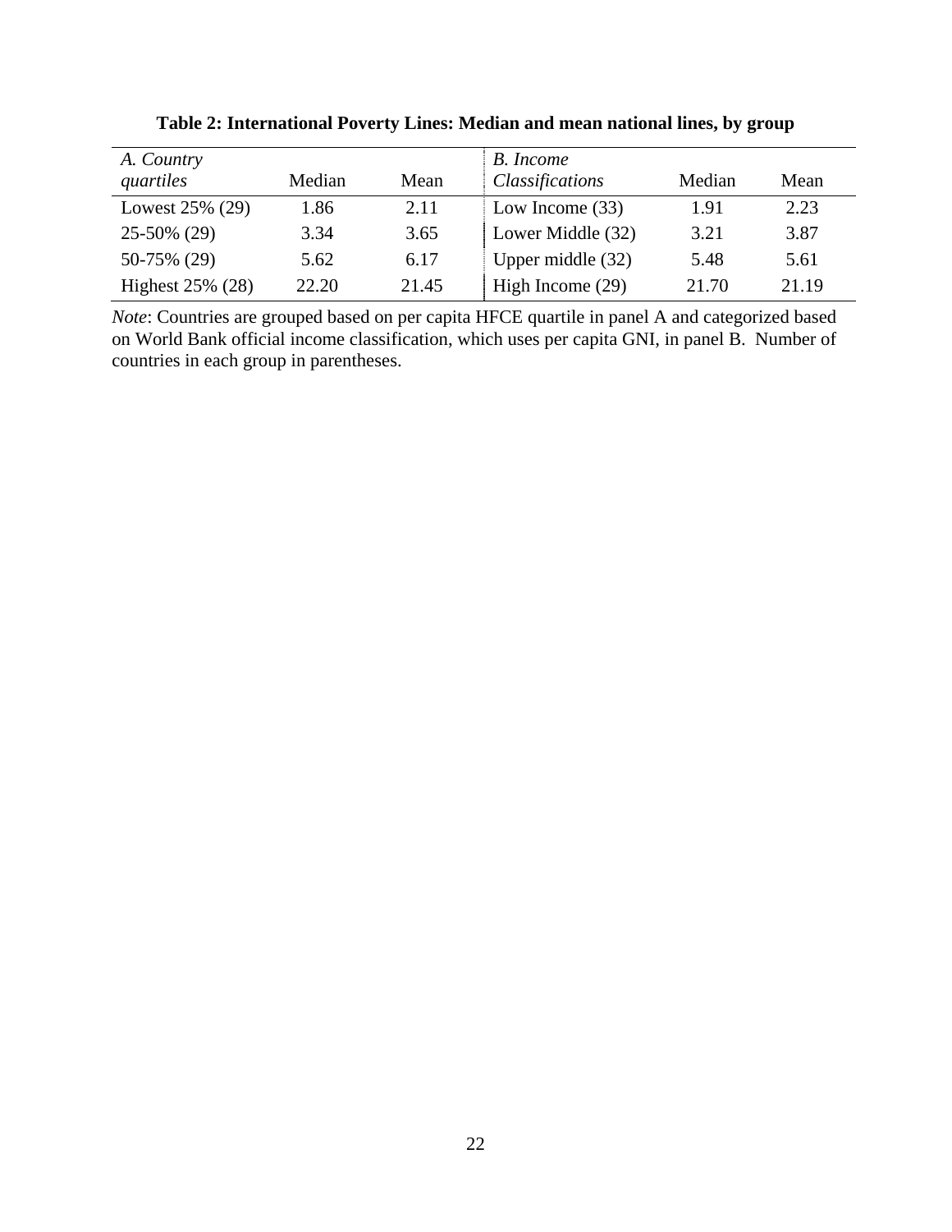**Table 2: International Poverty Lines: Median and mean national lines, by group**

| *A. Country quartiles* | Median | Mean | *B. Income Classifications* | Median | Mean |
|---|---|---|---|---|---|
| Lowest 25% (29) | 1.86 | 2.11 | Low Income (33) | 1.91 | 2.23 |
| 25-50% (29) | 3.34 | 3.65 | Lower Middle (32) | 3.21 | 3.87 |
| 50-75% (29) | 5.62 | 6.17 | Upper middle (32) | 5.48 | 5.61 |
| Highest 25% (28) | 22.20 | 21.45 | High Income (29) | 21.70 | 21.19 |

*Note*: Countries are grouped based on per capita HFCE quartile in panel A and categorized based on World Bank official income classification, which uses per capita GNI, in panel B. Number of countries in each group in parentheses.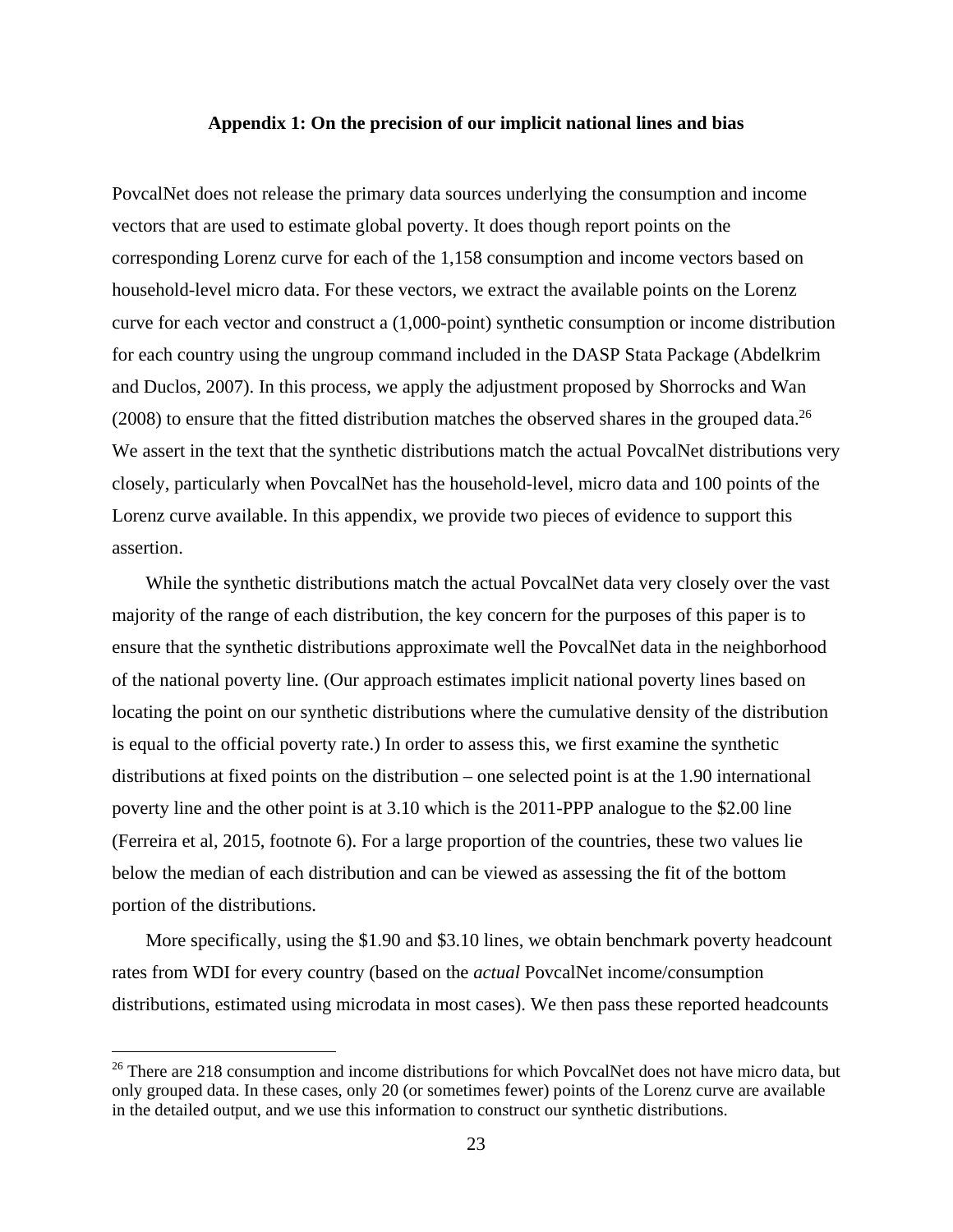### Appendix 1: On the precision of our implicit national lines and bias

PovcalNet does not release the primary data sources underlying the consumption and income vectors that are used to estimate global poverty. It does though report points on the corresponding Lorenz curve for each of the 1,158 consumption and income vectors based on household-level micro data. For these vectors, we extract the available points on the Lorenz curve for each vector and construct a (1,000-point) synthetic consumption or income distribution for each country using the ungroup command included in the DASP Stata Package (Abdelkrim and Duclos, 2007). In this process, we apply the adjustment proposed by Shorrocks and Wan (2008) to ensure that the fitted distribution matches the observed shares in the grouped data.[26] We assert in the text that the synthetic distributions match the actual PovcalNet distributions very closely, particularly when PovcalNet has the household-level, micro data and 100 points of the Lorenz curve available. In this appendix, we provide two pieces of evidence to support this assertion.

While the synthetic distributions match the actual PovcalNet data very closely over the vast majority of the range of each distribution, the key concern for the purposes of this paper is to ensure that the synthetic distributions approximate well the PovcalNet data in the neighborhood of the national poverty line. (Our approach estimates implicit national poverty lines based on locating the point on our synthetic distributions where the cumulative density of the distribution is equal to the official poverty rate.) In order to assess this, we first examine the synthetic distributions at fixed points on the distribution – one selected point is at the 1.90 international poverty line and the other point is at 3.10 which is the 2011-PPP analogue to the $2.00 line (Ferreira et al, 2015, footnote 6). For a large proportion of the countries, these two values lie below the median of each distribution and can be viewed as assessing the fit of the bottom portion of the distributions.

More specifically, using the $1.90 and $3.10 lines, we obtain benchmark poverty headcount rates from WDI for every country (based on the *actual* PovcalNet income/consumption distributions, estimated using microdata in most cases). We then pass these reported headcounts

[26] There are 218 consumption and income distributions for which PovcalNet does not have micro data, but only grouped data. In these cases, only 20 (or sometimes fewer) points of the Lorenz curve are available in the detailed output, and we use this information to construct our synthetic distributions.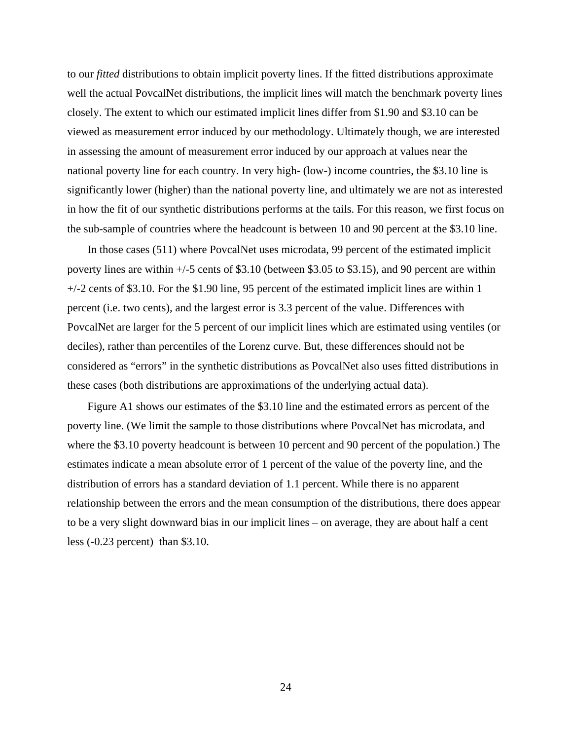to our *fitted* distributions to obtain implicit poverty lines. If the fitted distributions approximate well the actual PovcalNet distributions, the implicit lines will match the benchmark poverty lines closely. The extent to which our estimated implicit lines differ from $1.90 and $3.10 can be viewed as measurement error induced by our methodology. Ultimately though, we are interested in assessing the amount of measurement error induced by our approach at values near the national poverty line for each country. In very high- (low-) income countries, the $3.10 line is significantly lower (higher) than the national poverty line, and ultimately we are not as interested in how the fit of our synthetic distributions performs at the tails. For this reason, we first focus on the sub-sample of countries where the headcount is between 10 and 90 percent at the $3.10 line.

In those cases (511) where PovcalNet uses microdata, 99 percent of the estimated implicit poverty lines are within +/-5 cents of $3.10 (between $3.05 to $3.15), and 90 percent are within +/-2 cents of $3.10. For the $1.90 line, 95 percent of the estimated implicit lines are within 1 percent (i.e. two cents), and the largest error is 3.3 percent of the value. Differences with PovcalNet are larger for the 5 percent of our implicit lines which are estimated using ventiles (or deciles), rather than percentiles of the Lorenz curve. But, these differences should not be considered as "errors" in the synthetic distributions as PovcalNet also uses fitted distributions in these cases (both distributions are approximations of the underlying actual data).

Figure A1 shows our estimates of the $3.10 line and the estimated errors as percent of the poverty line. (We limit the sample to those distributions where PovcalNet has microdata, and where the $3.10 poverty headcount is between 10 percent and 90 percent of the population.) The estimates indicate a mean absolute error of 1 percent of the value of the poverty line, and the distribution of errors has a standard deviation of 1.1 percent. While there is no apparent relationship between the errors and the mean consumption of the distributions, there does appear to be a very slight downward bias in our implicit lines – on average, they are about half a cent less (-0.23 percent) than $3.10.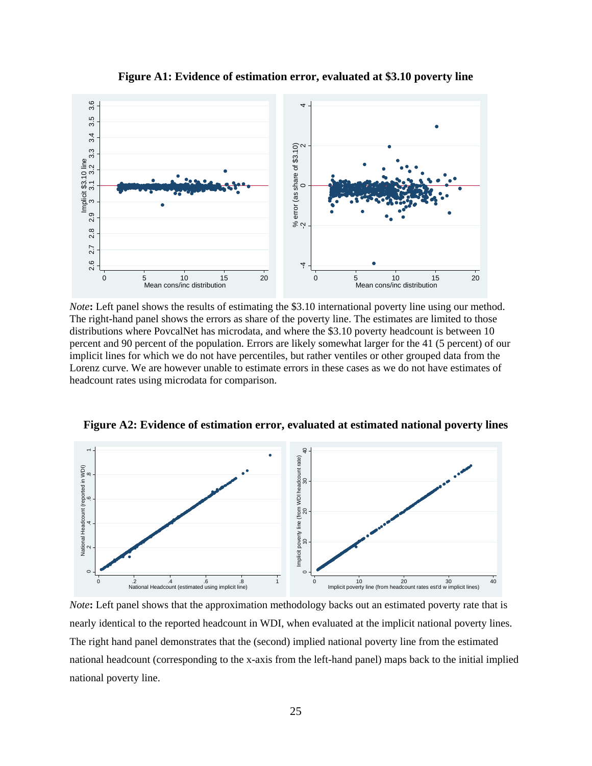**Figure A1: Evidence of estimation error, evaluated at $3.10 poverty line**

*Note***:** Left panel shows the results of estimating the $3.10 international poverty line using our method. The right-hand panel shows the errors as share of the poverty line. The estimates are limited to those distributions where PovcalNet has microdata, and where the $3.10 poverty headcount is between 10 percent and 90 percent of the population. Errors are likely somewhat larger for the 41 (5 percent) of our implicit lines for which we do not have percentiles, but rather ventiles or other grouped data from the Lorenz curve. We are however unable to estimate errors in these cases as we do not have estimates of headcount rates using microdata for comparison.

**Figure A2: Evidence of estimation error, evaluated at estimated national poverty lines**

*Note***:** Left panel shows that the approximation methodology backs out an estimated poverty rate that is nearly identical to the reported headcount in WDI, when evaluated at the implicit national poverty lines. The right hand panel demonstrates that the (second) implied national poverty line from the estimated national headcount (corresponding to the x-axis from the left-hand panel) maps back to the initial implied national poverty line.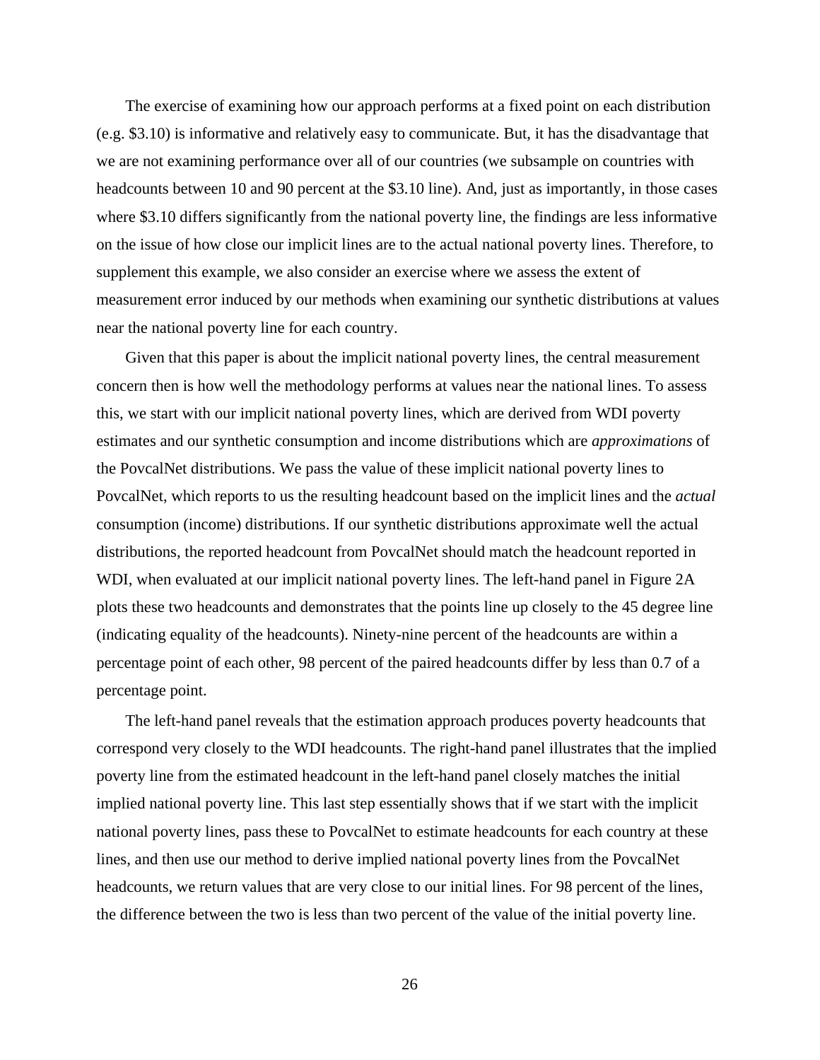The exercise of examining how our approach performs at a fixed point on each distribution (e.g. $3.10) is informative and relatively easy to communicate. But, it has the disadvantage that we are not examining performance over all of our countries (we subsample on countries with headcounts between 10 and 90 percent at the $3.10 line). And, just as importantly, in those cases where $3.10 differs significantly from the national poverty line, the findings are less informative on the issue of how close our implicit lines are to the actual national poverty lines. Therefore, to supplement this example, we also consider an exercise where we assess the extent of measurement error induced by our methods when examining our synthetic distributions at values near the national poverty line for each country.

Given that this paper is about the implicit national poverty lines, the central measurement concern then is how well the methodology performs at values near the national lines. To assess this, we start with our implicit national poverty lines, which are derived from WDI poverty estimates and our synthetic consumption and income distributions which are *approximations* of the PovcalNet distributions. We pass the value of these implicit national poverty lines to PovcalNet, which reports to us the resulting headcount based on the implicit lines and the *actual* consumption (income) distributions. If our synthetic distributions approximate well the actual distributions, the reported headcount from PovcalNet should match the headcount reported in WDI, when evaluated at our implicit national poverty lines. The left-hand panel in Figure 2A plots these two headcounts and demonstrates that the points line up closely to the 45 degree line (indicating equality of the headcounts). Ninety-nine percent of the headcounts are within a percentage point of each other, 98 percent of the paired headcounts differ by less than 0.7 of a percentage point.

The left-hand panel reveals that the estimation approach produces poverty headcounts that correspond very closely to the WDI headcounts. The right-hand panel illustrates that the implied poverty line from the estimated headcount in the left-hand panel closely matches the initial implied national poverty line. This last step essentially shows that if we start with the implicit national poverty lines, pass these to PovcalNet to estimate headcounts for each country at these lines, and then use our method to derive implied national poverty lines from the PovcalNet headcounts, we return values that are very close to our initial lines. For 98 percent of the lines, the difference between the two is less than two percent of the value of the initial poverty line.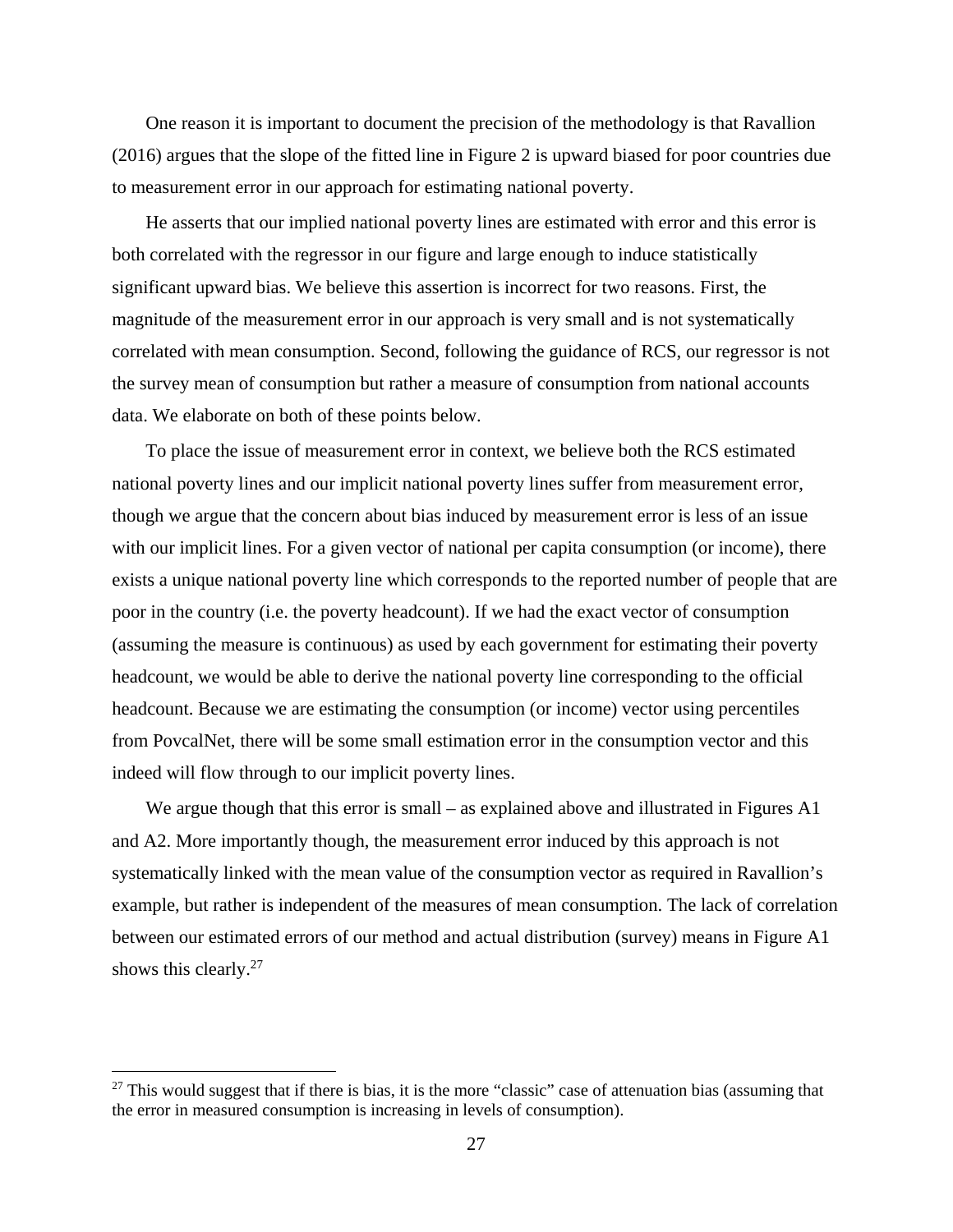One reason it is important to document the precision of the methodology is that Ravallion (2016) argues that the slope of the fitted line in Figure 2 is upward biased for poor countries due to measurement error in our approach for estimating national poverty.

He asserts that our implied national poverty lines are estimated with error and this error is both correlated with the regressor in our figure and large enough to induce statistically significant upward bias. We believe this assertion is incorrect for two reasons. First, the magnitude of the measurement error in our approach is very small and is not systematically correlated with mean consumption. Second, following the guidance of RCS, our regressor is not the survey mean of consumption but rather a measure of consumption from national accounts data. We elaborate on both of these points below.

To place the issue of measurement error in context, we believe both the RCS estimated national poverty lines and our implicit national poverty lines suffer from measurement error, though we argue that the concern about bias induced by measurement error is less of an issue with our implicit lines. For a given vector of national per capita consumption (or income), there exists a unique national poverty line which corresponds to the reported number of people that are poor in the country (i.e. the poverty headcount). If we had the exact vector of consumption (assuming the measure is continuous) as used by each government for estimating their poverty headcount, we would be able to derive the national poverty line corresponding to the official headcount. Because we are estimating the consumption (or income) vector using percentiles from PovcalNet, there will be some small estimation error in the consumption vector and this indeed will flow through to our implicit poverty lines.

We argue though that this error is small – as explained above and illustrated in Figures A1 and A2. More importantly though, the measurement error induced by this approach is not systematically linked with the mean value of the consumption vector as required in Ravallion's example, but rather is independent of the measures of mean consumption. The lack of correlation between our estimated errors of our method and actual distribution (survey) means in Figure A1 shows this clearly.[27]

[27] This would suggest that if there is bias, it is the more "classic" case of attenuation bias (assuming that the error in measured consumption is increasing in levels of consumption).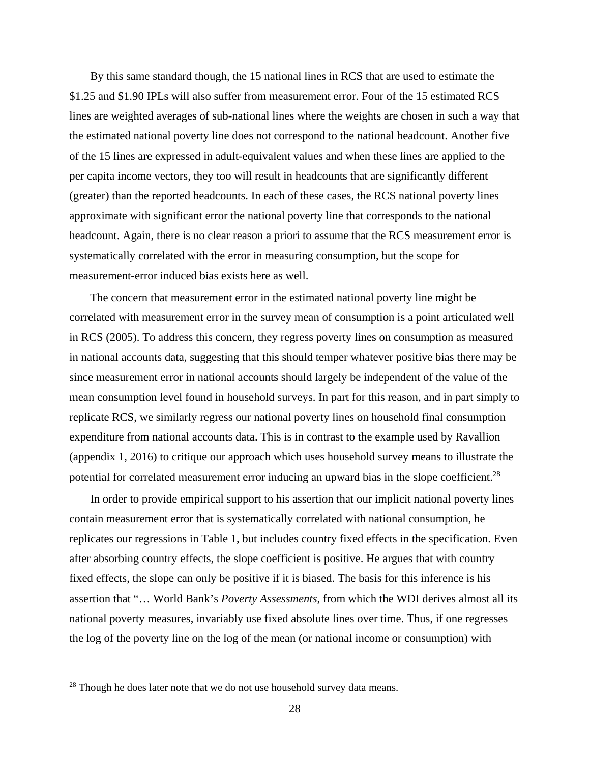By this same standard though, the 15 national lines in RCS that are used to estimate the $1.25 and $1.90 IPLs will also suffer from measurement error. Four of the 15 estimated RCS lines are weighted averages of sub-national lines where the weights are chosen in such a way that the estimated national poverty line does not correspond to the national headcount. Another five of the 15 lines are expressed in adult-equivalent values and when these lines are applied to the per capita income vectors, they too will result in headcounts that are significantly different (greater) than the reported headcounts. In each of these cases, the RCS national poverty lines approximate with significant error the national poverty line that corresponds to the national headcount. Again, there is no clear reason a priori to assume that the RCS measurement error is systematically correlated with the error in measuring consumption, but the scope for measurement-error induced bias exists here as well.

The concern that measurement error in the estimated national poverty line might be correlated with measurement error in the survey mean of consumption is a point articulated well in RCS (2005). To address this concern, they regress poverty lines on consumption as measured in national accounts data, suggesting that this should temper whatever positive bias there may be since measurement error in national accounts should largely be independent of the value of the mean consumption level found in household surveys. In part for this reason, and in part simply to replicate RCS, we similarly regress our national poverty lines on household final consumption expenditure from national accounts data. This is in contrast to the example used by Ravallion (appendix 1, 2016) to critique our approach which uses household survey means to illustrate the potential for correlated measurement error inducing an upward bias in the slope coefficient.[28]

In order to provide empirical support to his assertion that our implicit national poverty lines contain measurement error that is systematically correlated with national consumption, he replicates our regressions in Table 1, but includes country fixed effects in the specification. Even after absorbing country effects, the slope coefficient is positive. He argues that with country fixed effects, the slope can only be positive if it is biased. The basis for this inference is his assertion that "… World Bank's *Poverty Assessments*, from which the WDI derives almost all its national poverty measures, invariably use fixed absolute lines over time. Thus, if one regresses the log of the poverty line on the log of the mean (or national income or consumption) with

[28] Though he does later note that we do not use household survey data means.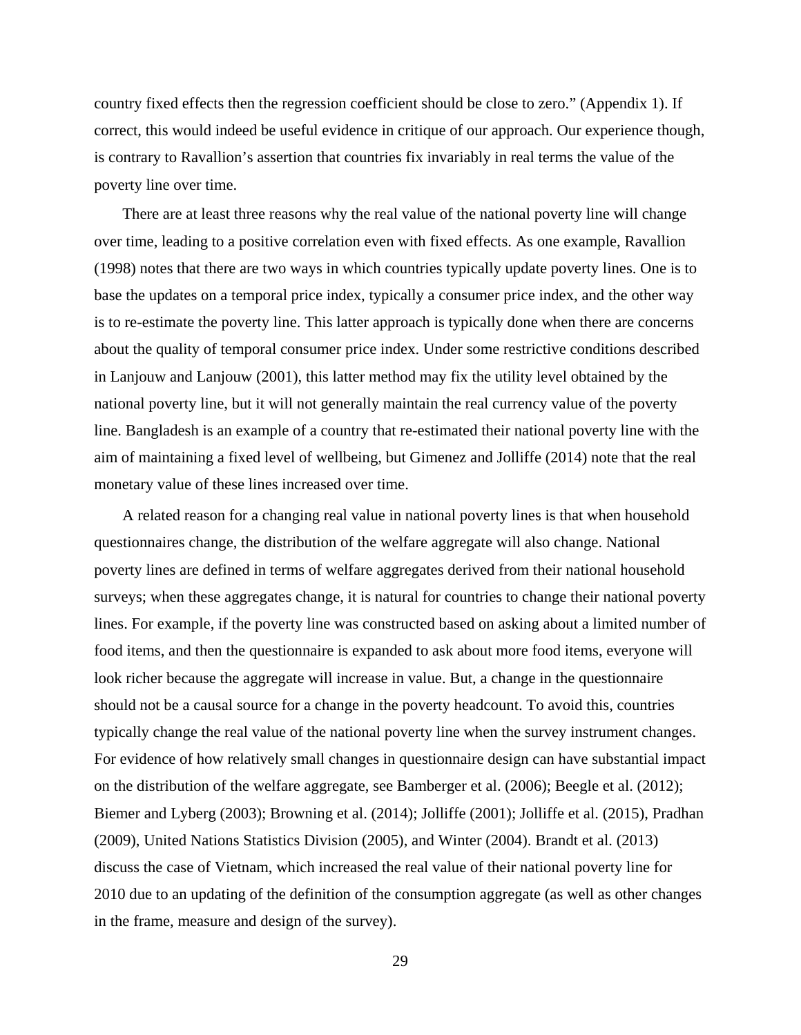country fixed effects then the regression coefficient should be close to zero." (Appendix 1). If correct, this would indeed be useful evidence in critique of our approach. Our experience though, is contrary to Ravallion's assertion that countries fix invariably in real terms the value of the poverty line over time.

There are at least three reasons why the real value of the national poverty line will change over time, leading to a positive correlation even with fixed effects. As one example, Ravallion (1998) notes that there are two ways in which countries typically update poverty lines. One is to base the updates on a temporal price index, typically a consumer price index, and the other way is to re-estimate the poverty line. This latter approach is typically done when there are concerns about the quality of temporal consumer price index. Under some restrictive conditions described in Lanjouw and Lanjouw (2001), this latter method may fix the utility level obtained by the national poverty line, but it will not generally maintain the real currency value of the poverty line. Bangladesh is an example of a country that re-estimated their national poverty line with the aim of maintaining a fixed level of wellbeing, but Gimenez and Jolliffe (2014) note that the real monetary value of these lines increased over time.

A related reason for a changing real value in national poverty lines is that when household questionnaires change, the distribution of the welfare aggregate will also change. National poverty lines are defined in terms of welfare aggregates derived from their national household surveys; when these aggregates change, it is natural for countries to change their national poverty lines. For example, if the poverty line was constructed based on asking about a limited number of food items, and then the questionnaire is expanded to ask about more food items, everyone will look richer because the aggregate will increase in value. But, a change in the questionnaire should not be a causal source for a change in the poverty headcount. To avoid this, countries typically change the real value of the national poverty line when the survey instrument changes. For evidence of how relatively small changes in questionnaire design can have substantial impact on the distribution of the welfare aggregate, see Bamberger et al. (2006); Beegle et al. (2012); Biemer and Lyberg (2003); Browning et al. (2014); Jolliffe (2001); Jolliffe et al. (2015), Pradhan (2009), United Nations Statistics Division (2005), and Winter (2004). Brandt et al. (2013) discuss the case of Vietnam, which increased the real value of their national poverty line for 2010 due to an updating of the definition of the consumption aggregate (as well as other changes in the frame, measure and design of the survey).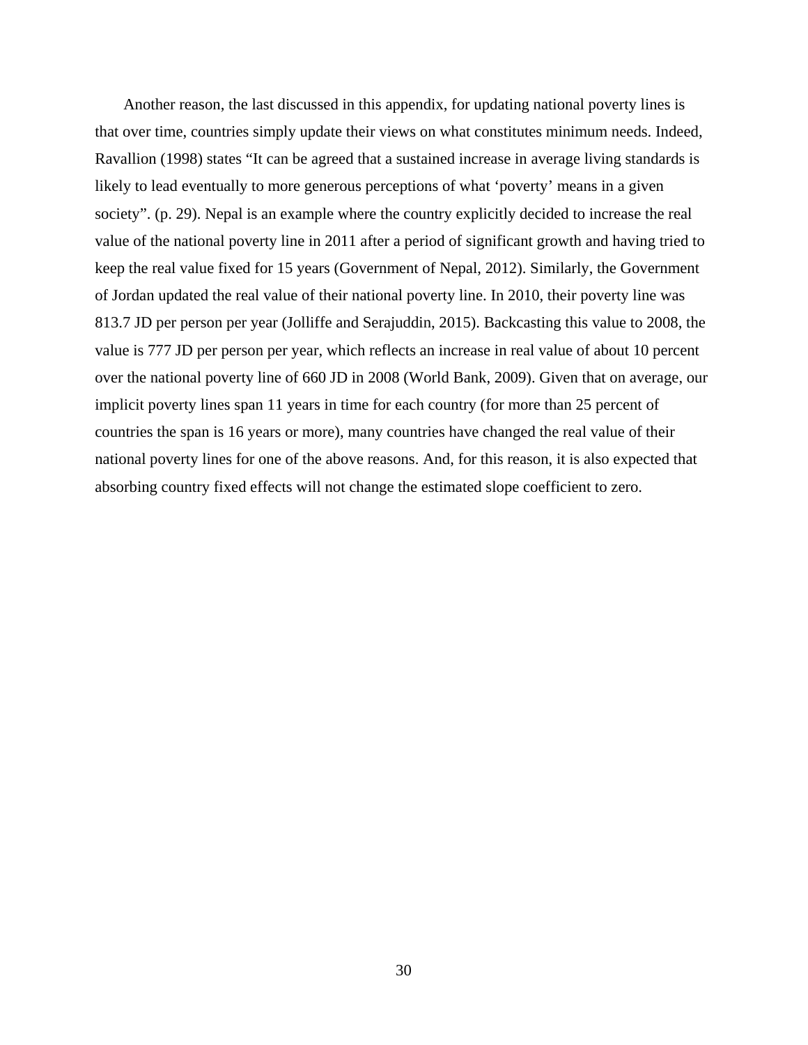Another reason, the last discussed in this appendix, for updating national poverty lines is that over time, countries simply update their views on what constitutes minimum needs. Indeed, Ravallion (1998) states "It can be agreed that a sustained increase in average living standards is likely to lead eventually to more generous perceptions of what 'poverty' means in a given society". (p. 29). Nepal is an example where the country explicitly decided to increase the real value of the national poverty line in 2011 after a period of significant growth and having tried to keep the real value fixed for 15 years (Government of Nepal, 2012). Similarly, the Government of Jordan updated the real value of their national poverty line. In 2010, their poverty line was 813.7 JD per person per year (Jolliffe and Serajuddin, 2015). Backcasting this value to 2008, the value is 777 JD per person per year, which reflects an increase in real value of about 10 percent over the national poverty line of 660 JD in 2008 (World Bank, 2009). Given that on average, our implicit poverty lines span 11 years in time for each country (for more than 25 percent of countries the span is 16 years or more), many countries have changed the real value of their national poverty lines for one of the above reasons. And, for this reason, it is also expected that absorbing country fixed effects will not change the estimated slope coefficient to zero.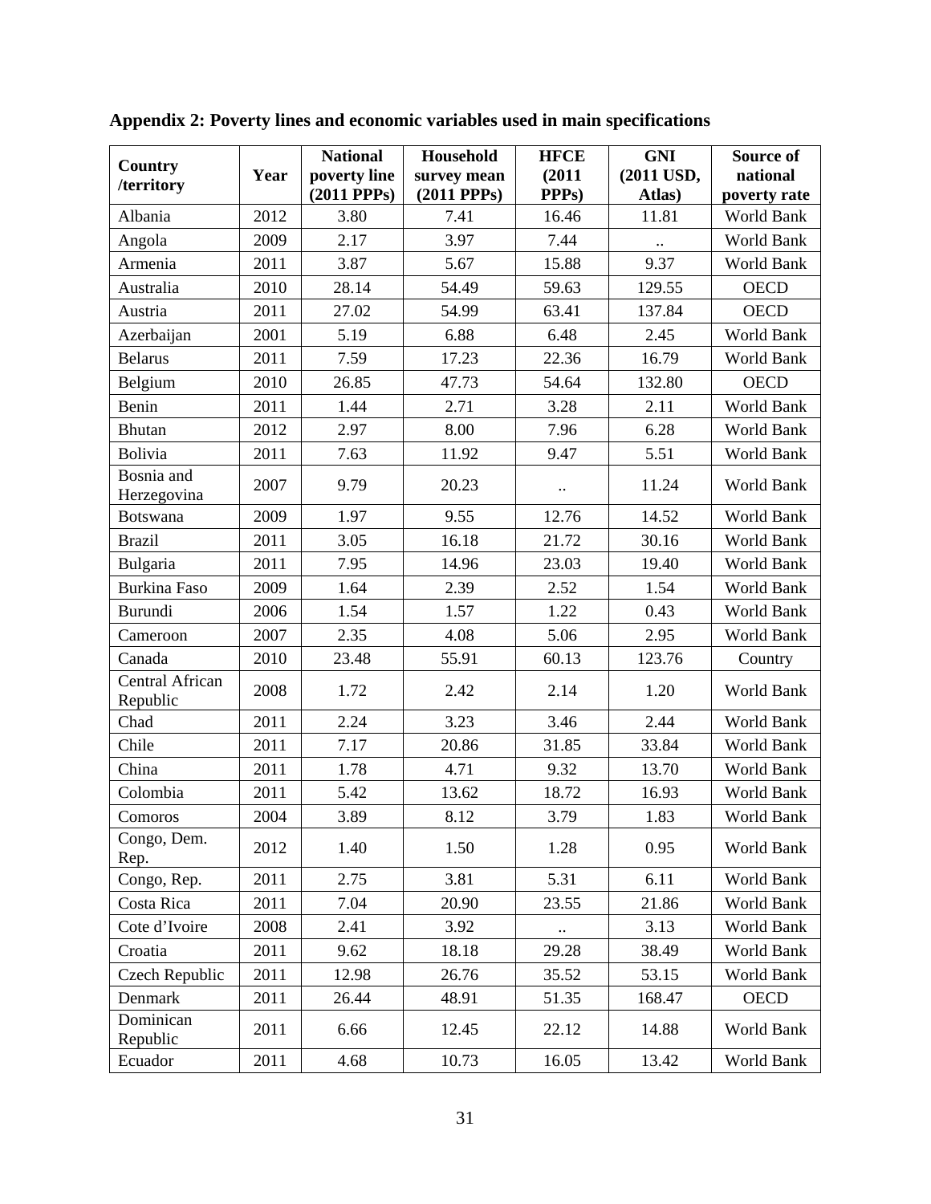**Appendix 2: Poverty lines and economic variables used in main specifications**

| Country /territory | Year | National poverty line (2011 PPPs) | Household survey mean (2011 PPPs) | HFCE (2011 PPPs) | GNI (2011 USD, Atlas) | Source of national poverty rate |
|---|---|---|---|---|---|---|
| Albania | 2012 | 3.80 | 7.41 | 16.46 | 11.81 | World Bank |
| Angola | 2009 | 2.17 | 3.97 | 7.44 | .. | World Bank |
| Armenia | 2011 | 3.87 | 5.67 | 15.88 | 9.37 | World Bank |
| Australia | 2010 | 28.14 | 54.49 | 59.63 | 129.55 | OECD |
| Austria | 2011 | 27.02 | 54.99 | 63.41 | 137.84 | OECD |
| Azerbaijan | 2001 | 5.19 | 6.88 | 6.48 | 2.45 | World Bank |
| Belarus | 2011 | 7.59 | 17.23 | 22.36 | 16.79 | World Bank |
| Belgium | 2010 | 26.85 | 47.73 | 54.64 | 132.80 | OECD |
| Benin | 2011 | 1.44 | 2.71 | 3.28 | 2.11 | World Bank |
| Bhutan | 2012 | 2.97 | 8.00 | 7.96 | 6.28 | World Bank |
| Bolivia | 2011 | 7.63 | 11.92 | 9.47 | 5.51 | World Bank |
| Bosnia and Herzegovina | 2007 | 9.79 | 20.23 | .. | 11.24 | World Bank |
| Botswana | 2009 | 1.97 | 9.55 | 12.76 | 14.52 | World Bank |
| Brazil | 2011 | 3.05 | 16.18 | 21.72 | 30.16 | World Bank |
| Bulgaria | 2011 | 7.95 | 14.96 | 23.03 | 19.40 | World Bank |
| Burkina Faso | 2009 | 1.64 | 2.39 | 2.52 | 1.54 | World Bank |
| Burundi | 2006 | 1.54 | 1.57 | 1.22 | 0.43 | World Bank |
| Cameroon | 2007 | 2.35 | 4.08 | 5.06 | 2.95 | World Bank |
| Canada | 2010 | 23.48 | 55.91 | 60.13 | 123.76 | Country |
| Central African Republic | 2008 | 1.72 | 2.42 | 2.14 | 1.20 | World Bank |
| Chad | 2011 | 2.24 | 3.23 | 3.46 | 2.44 | World Bank |
| Chile | 2011 | 7.17 | 20.86 | 31.85 | 33.84 | World Bank |
| China | 2011 | 1.78 | 4.71 | 9.32 | 13.70 | World Bank |
| Colombia | 2011 | 5.42 | 13.62 | 18.72 | 16.93 | World Bank |
| Comoros | 2004 | 3.89 | 8.12 | 3.79 | 1.83 | World Bank |
| Congo, Dem. Rep. | 2012 | 1.40 | 1.50 | 1.28 | 0.95 | World Bank |
| Congo, Rep. | 2011 | 2.75 | 3.81 | 5.31 | 6.11 | World Bank |
| Costa Rica | 2011 | 7.04 | 20.90 | 23.55 | 21.86 | World Bank |
| Cote d'Ivoire | 2008 | 2.41 | 3.92 | .. | 3.13 | World Bank |
| Croatia | 2011 | 9.62 | 18.18 | 29.28 | 38.49 | World Bank |
| Czech Republic | 2011 | 12.98 | 26.76 | 35.52 | 53.15 | World Bank |
| Denmark | 2011 | 26.44 | 48.91 | 51.35 | 168.47 | OECD |
| Dominican Republic | 2011 | 6.66 | 12.45 | 22.12 | 14.88 | World Bank |
| Ecuador | 2011 | 4.68 | 10.73 | 16.05 | 13.42 | World Bank |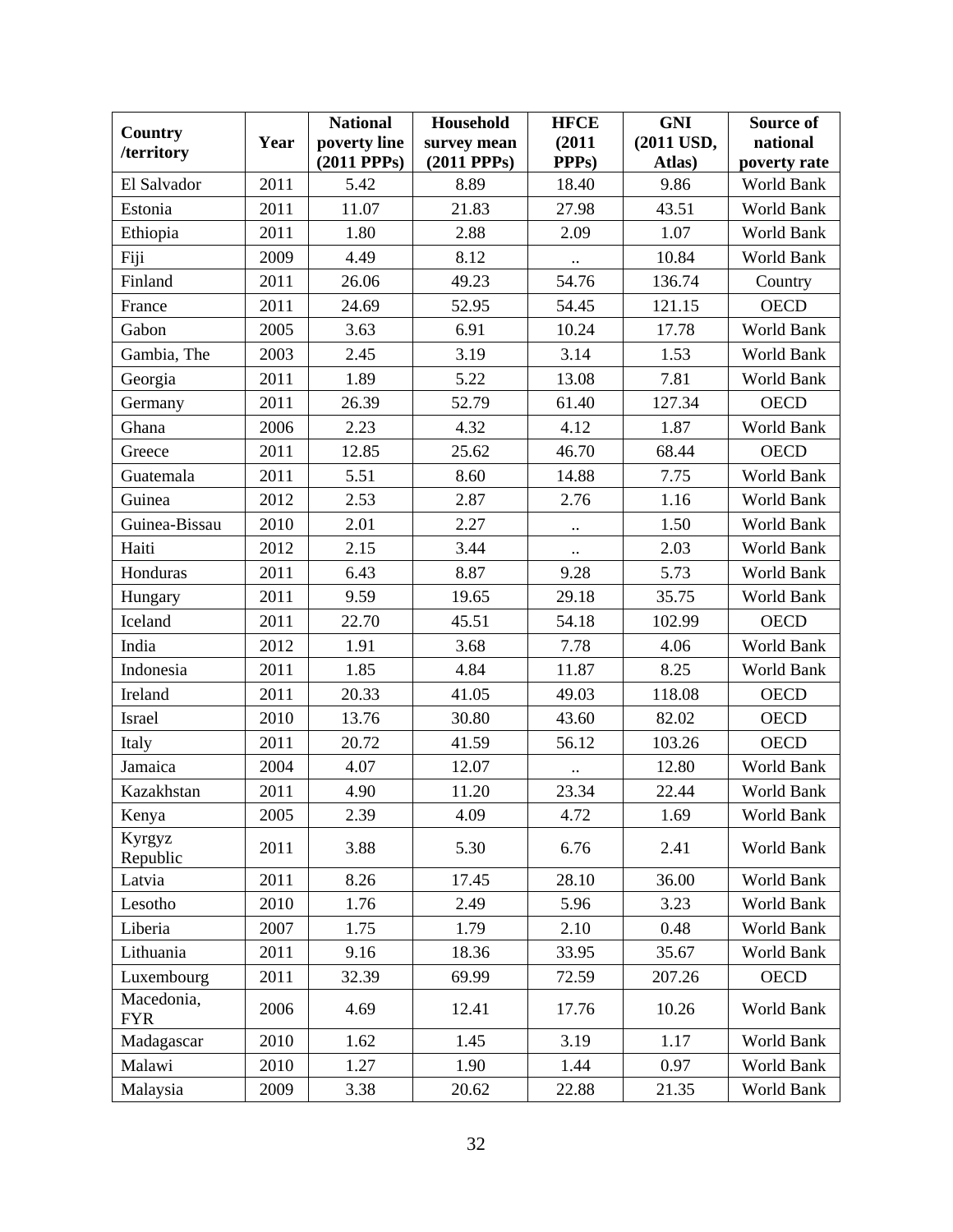| Country /territory | Year | National poverty line (2011 PPPs) | Household survey mean (2011 PPPs) | HFCE (2011 PPPs) | GNI (2011 USD, Atlas) | Source of national poverty rate |
|---|---|---|---|---|---|---|
| El Salvador | 2011 | 5.42 | 8.89 | 18.40 | 9.86 | World Bank |
| Estonia | 2011 | 11.07 | 21.83 | 27.98 | 43.51 | World Bank |
| Ethiopia | 2011 | 1.80 | 2.88 | 2.09 | 1.07 | World Bank |
| Fiji | 2009 | 4.49 | 8.12 | .. | 10.84 | World Bank |
| Finland | 2011 | 26.06 | 49.23 | 54.76 | 136.74 | Country |
| France | 2011 | 24.69 | 52.95 | 54.45 | 121.15 | OECD |
| Gabon | 2005 | 3.63 | 6.91 | 10.24 | 17.78 | World Bank |
| Gambia, The | 2003 | 2.45 | 3.19 | 3.14 | 1.53 | World Bank |
| Georgia | 2011 | 1.89 | 5.22 | 13.08 | 7.81 | World Bank |
| Germany | 2011 | 26.39 | 52.79 | 61.40 | 127.34 | OECD |
| Ghana | 2006 | 2.23 | 4.32 | 4.12 | 1.87 | World Bank |
| Greece | 2011 | 12.85 | 25.62 | 46.70 | 68.44 | OECD |
| Guatemala | 2011 | 5.51 | 8.60 | 14.88 | 7.75 | World Bank |
| Guinea | 2012 | 2.53 | 2.87 | 2.76 | 1.16 | World Bank |
| Guinea-Bissau | 2010 | 2.01 | 2.27 | .. | 1.50 | World Bank |
| Haiti | 2012 | 2.15 | 3.44 | .. | 2.03 | World Bank |
| Honduras | 2011 | 6.43 | 8.87 | 9.28 | 5.73 | World Bank |
| Hungary | 2011 | 9.59 | 19.65 | 29.18 | 35.75 | World Bank |
| Iceland | 2011 | 22.70 | 45.51 | 54.18 | 102.99 | OECD |
| India | 2012 | 1.91 | 3.68 | 7.78 | 4.06 | World Bank |
| Indonesia | 2011 | 1.85 | 4.84 | 11.87 | 8.25 | World Bank |
| Ireland | 2011 | 20.33 | 41.05 | 49.03 | 118.08 | OECD |
| Israel | 2010 | 13.76 | 30.80 | 43.60 | 82.02 | OECD |
| Italy | 2011 | 20.72 | 41.59 | 56.12 | 103.26 | OECD |
| Jamaica | 2004 | 4.07 | 12.07 | .. | 12.80 | World Bank |
| Kazakhstan | 2011 | 4.90 | 11.20 | 23.34 | 22.44 | World Bank |
| Kenya | 2005 | 2.39 | 4.09 | 4.72 | 1.69 | World Bank |
| Kyrgyz Republic | 2011 | 3.88 | 5.30 | 6.76 | 2.41 | World Bank |
| Latvia | 2011 | 8.26 | 17.45 | 28.10 | 36.00 | World Bank |
| Lesotho | 2010 | 1.76 | 2.49 | 5.96 | 3.23 | World Bank |
| Liberia | 2007 | 1.75 | 1.79 | 2.10 | 0.48 | World Bank |
| Lithuania | 2011 | 9.16 | 18.36 | 33.95 | 35.67 | World Bank |
| Luxembourg | 2011 | 32.39 | 69.99 | 72.59 | 207.26 | OECD |
| Macedonia, FYR | 2006 | 4.69 | 12.41 | 17.76 | 10.26 | World Bank |
| Madagascar | 2010 | 1.62 | 1.45 | 3.19 | 1.17 | World Bank |
| Malawi | 2010 | 1.27 | 1.90 | 1.44 | 0.97 | World Bank |
| Malaysia | 2009 | 3.38 | 20.62 | 22.88 | 21.35 | World Bank |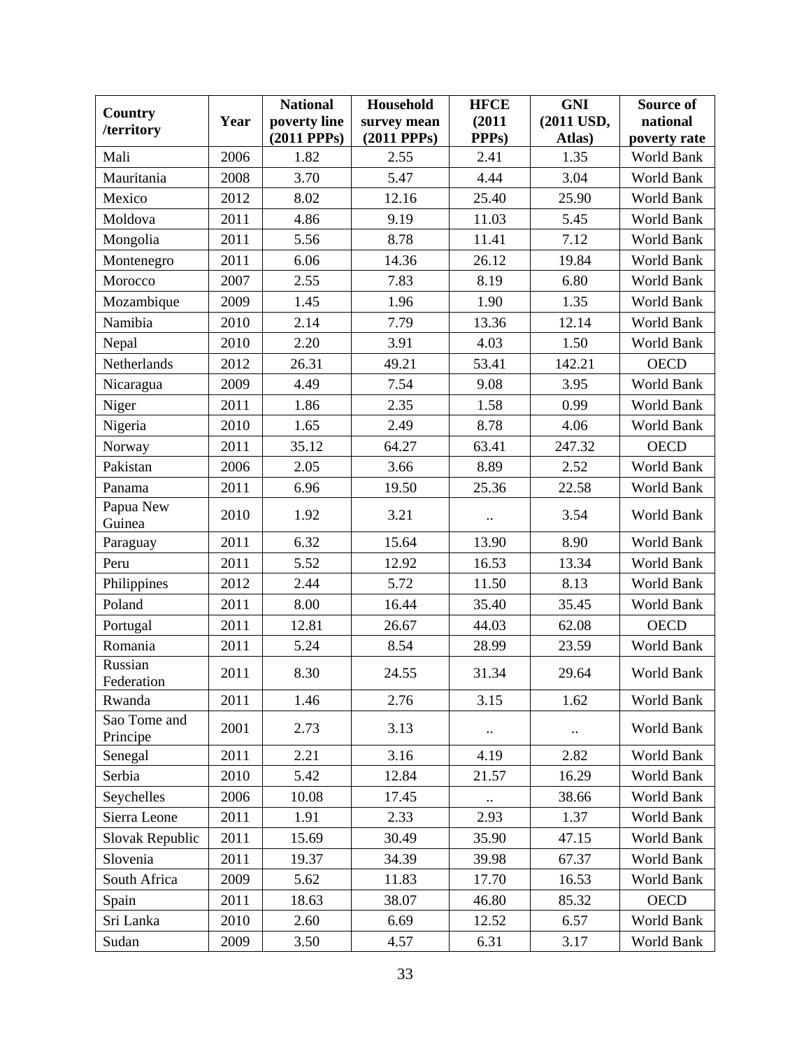| Country /territory | Year | National poverty line (2011 PPPs) | Household survey mean (2011 PPPs) | HFCE (2011 PPPs) | GNI (2011 USD, Atlas) | Source of national poverty rate |
|---|---|---|---|---|---|---|
| Mali | 2006 | 1.82 | 2.55 | 2.41 | 1.35 | World Bank |
| Mauritania | 2008 | 3.70 | 5.47 | 4.44 | 3.04 | World Bank |
| Mexico | 2012 | 8.02 | 12.16 | 25.40 | 25.90 | World Bank |
| Moldova | 2011 | 4.86 | 9.19 | 11.03 | 5.45 | World Bank |
| Mongolia | 2011 | 5.56 | 8.78 | 11.41 | 7.12 | World Bank |
| Montenegro | 2011 | 6.06 | 14.36 | 26.12 | 19.84 | World Bank |
| Morocco | 2007 | 2.55 | 7.83 | 8.19 | 6.80 | World Bank |
| Mozambique | 2009 | 1.45 | 1.96 | 1.90 | 1.35 | World Bank |
| Namibia | 2010 | 2.14 | 7.79 | 13.36 | 12.14 | World Bank |
| Nepal | 2010 | 2.20 | 3.91 | 4.03 | 1.50 | World Bank |
| Netherlands | 2012 | 26.31 | 49.21 | 53.41 | 142.21 | OECD |
| Nicaragua | 2009 | 4.49 | 7.54 | 9.08 | 3.95 | World Bank |
| Niger | 2011 | 1.86 | 2.35 | 1.58 | 0.99 | World Bank |
| Nigeria | 2010 | 1.65 | 2.49 | 8.78 | 4.06 | World Bank |
| Norway | 2011 | 35.12 | 64.27 | 63.41 | 247.32 | OECD |
| Pakistan | 2006 | 2.05 | 3.66 | 8.89 | 2.52 | World Bank |
| Panama | 2011 | 6.96 | 19.50 | 25.36 | 22.58 | World Bank |
| Papua New Guinea | 2010 | 1.92 | 3.21 | .. | 3.54 | World Bank |
| Paraguay | 2011 | 6.32 | 15.64 | 13.90 | 8.90 | World Bank |
| Peru | 2011 | 5.52 | 12.92 | 16.53 | 13.34 | World Bank |
| Philippines | 2012 | 2.44 | 5.72 | 11.50 | 8.13 | World Bank |
| Poland | 2011 | 8.00 | 16.44 | 35.40 | 35.45 | World Bank |
| Portugal | 2011 | 12.81 | 26.67 | 44.03 | 62.08 | OECD |
| Romania | 2011 | 5.24 | 8.54 | 28.99 | 23.59 | World Bank |
| Russian Federation | 2011 | 8.30 | 24.55 | 31.34 | 29.64 | World Bank |
| Rwanda | 2011 | 1.46 | 2.76 | 3.15 | 1.62 | World Bank |
| Sao Tome and Principe | 2001 | 2.73 | 3.13 | .. | .. | World Bank |
| Senegal | 2011 | 2.21 | 3.16 | 4.19 | 2.82 | World Bank |
| Serbia | 2010 | 5.42 | 12.84 | 21.57 | 16.29 | World Bank |
| Seychelles | 2006 | 10.08 | 17.45 | .. | 38.66 | World Bank |
| Sierra Leone | 2011 | 1.91 | 2.33 | 2.93 | 1.37 | World Bank |
| Slovak Republic | 2011 | 15.69 | 30.49 | 35.90 | 47.15 | World Bank |
| Slovenia | 2011 | 19.37 | 34.39 | 39.98 | 67.37 | World Bank |
| South Africa | 2009 | 5.62 | 11.83 | 17.70 | 16.53 | World Bank |
| Spain | 2011 | 18.63 | 38.07 | 46.80 | 85.32 | OECD |
| Sri Lanka | 2010 | 2.60 | 6.69 | 12.52 | 6.57 | World Bank |
| Sudan | 2009 | 3.50 | 4.57 | 6.31 | 3.17 | World Bank |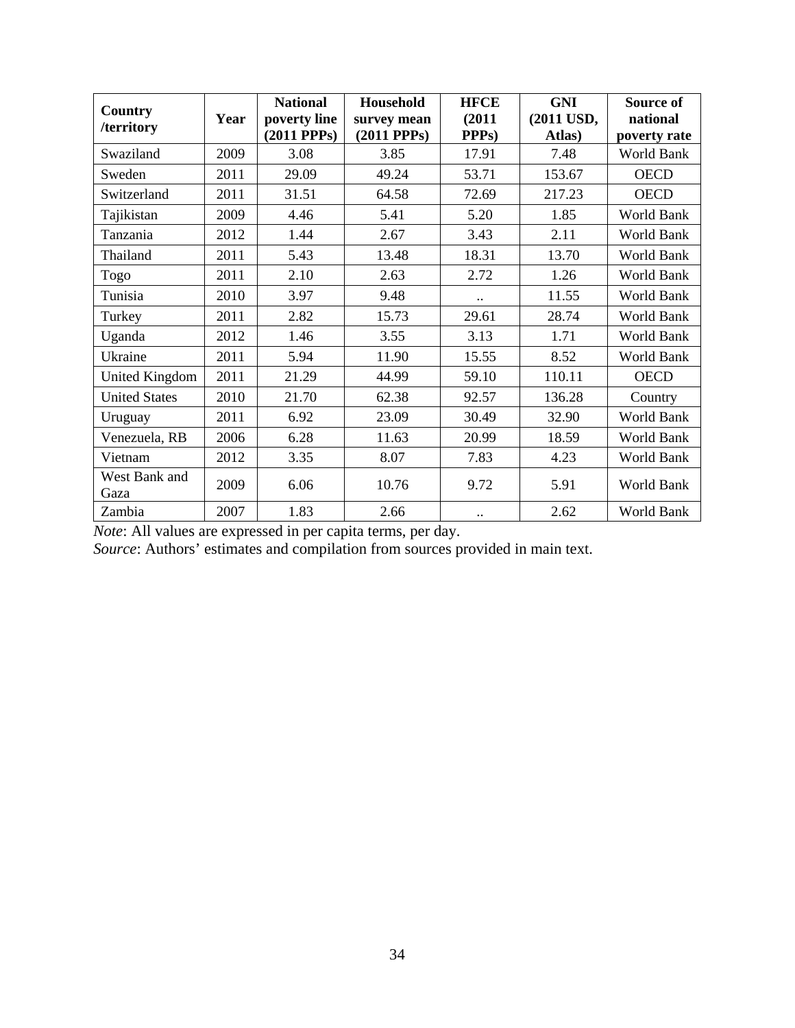| Country /territory | Year | National poverty line (2011 PPPs) | Household survey mean (2011 PPPs) | HFCE (2011 PPPs) | GNI (2011 USD, Atlas) | Source of national poverty rate |
|---|---|---|---|---|---|---|
| Swaziland | 2009 | 3.08 | 3.85 | 17.91 | 7.48 | World Bank |
| Sweden | 2011 | 29.09 | 49.24 | 53.71 | 153.67 | OECD |
| Switzerland | 2011 | 31.51 | 64.58 | 72.69 | 217.23 | OECD |
| Tajikistan | 2009 | 4.46 | 5.41 | 5.20 | 1.85 | World Bank |
| Tanzania | 2012 | 1.44 | 2.67 | 3.43 | 2.11 | World Bank |
| Thailand | 2011 | 5.43 | 13.48 | 18.31 | 13.70 | World Bank |
| Togo | 2011 | 2.10 | 2.63 | 2.72 | 1.26 | World Bank |
| Tunisia | 2010 | 3.97 | 9.48 | .. | 11.55 | World Bank |
| Turkey | 2011 | 2.82 | 15.73 | 29.61 | 28.74 | World Bank |
| Uganda | 2012 | 1.46 | 3.55 | 3.13 | 1.71 | World Bank |
| Ukraine | 2011 | 5.94 | 11.90 | 15.55 | 8.52 | World Bank |
| United Kingdom | 2011 | 21.29 | 44.99 | 59.10 | 110.11 | OECD |
| United States | 2010 | 21.70 | 62.38 | 92.57 | 136.28 | Country |
| Uruguay | 2011 | 6.92 | 23.09 | 30.49 | 32.90 | World Bank |
| Venezuela, RB | 2006 | 6.28 | 11.63 | 20.99 | 18.59 | World Bank |
| Vietnam | 2012 | 3.35 | 8.07 | 7.83 | 4.23 | World Bank |
| West Bank and Gaza | 2009 | 6.06 | 10.76 | 9.72 | 5.91 | World Bank |
| Zambia | 2007 | 1.83 | 2.66 | .. | 2.62 | World Bank |

*Note*: All values are expressed in per capita terms, per day.

*Source*: Authors' estimates and compilation from sources provided in main text.